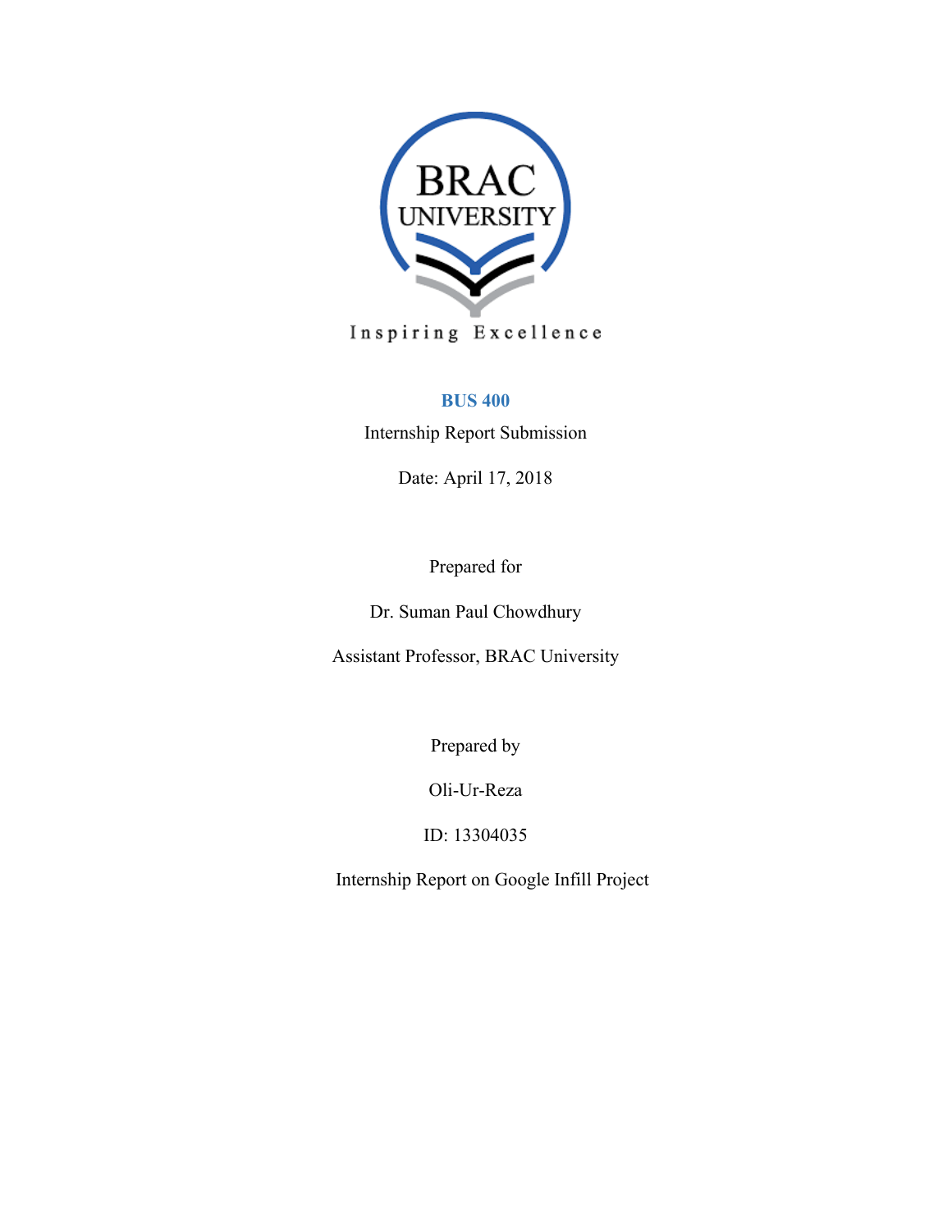BRAC UNIVERSITY

Inspiring Excellence

**BUS 400**

Internship Report Submission

Date: April 17, 2018

Prepared for

Dr. Suman Paul Chowdhury

Assistant Professor, BRAC University

Prepared by

Oli-Ur-Reza

ID: 13304035

Internship Report on Google Infill Project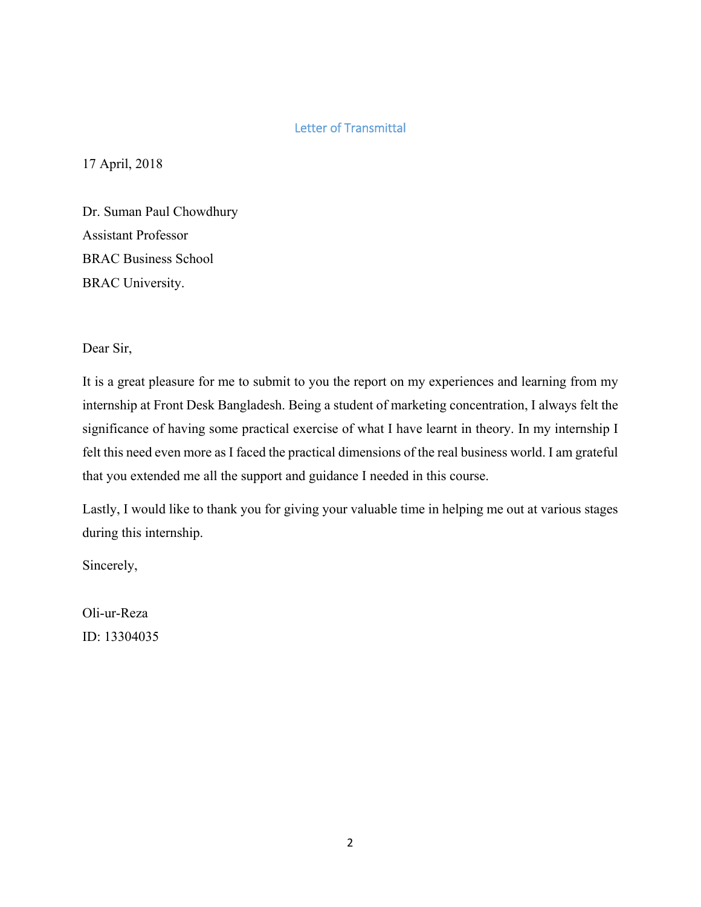# Letter of Transmittal

17 April, 2018

Dr. Suman Paul Chowdhury
Assistant Professor
BRAC Business School
BRAC University.

Dear Sir,

It is a great pleasure for me to submit to you the report on my experiences and learning from my internship at Front Desk Bangladesh. Being a student of marketing concentration, I always felt the significance of having some practical exercise of what I have learnt in theory. In my internship I felt this need even more as I faced the practical dimensions of the real business world. I am grateful that you extended me all the support and guidance I needed in this course.

Lastly, I would like to thank you for giving your valuable time in helping me out at various stages during this internship.

Sincerely,

Oli-ur-Reza
ID: 13304035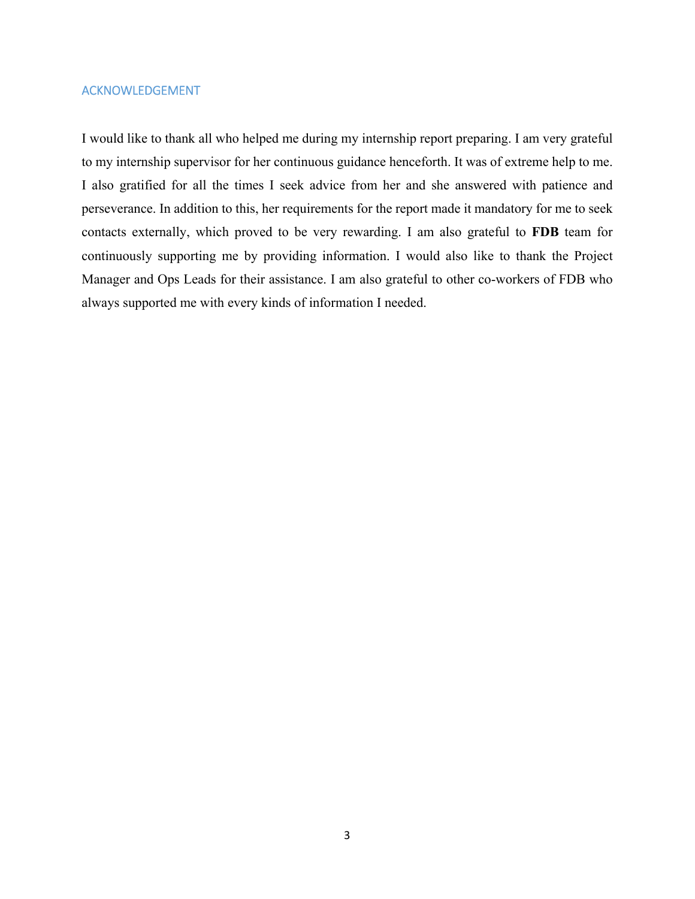# ACKNOWLEDGEMENT

I would like to thank all who helped me during my internship report preparing. I am very grateful to my internship supervisor for her continuous guidance henceforth. It was of extreme help to me. I also gratified for all the times I seek advice from her and she answered with patience and perseverance. In addition to this, her requirements for the report made it mandatory for me to seek contacts externally, which proved to be very rewarding. I am also grateful to **FDB** team for continuously supporting me by providing information. I would also like to thank the Project Manager and Ops Leads for their assistance. I am also grateful to other co-workers of FDB who always supported me with every kinds of information I needed.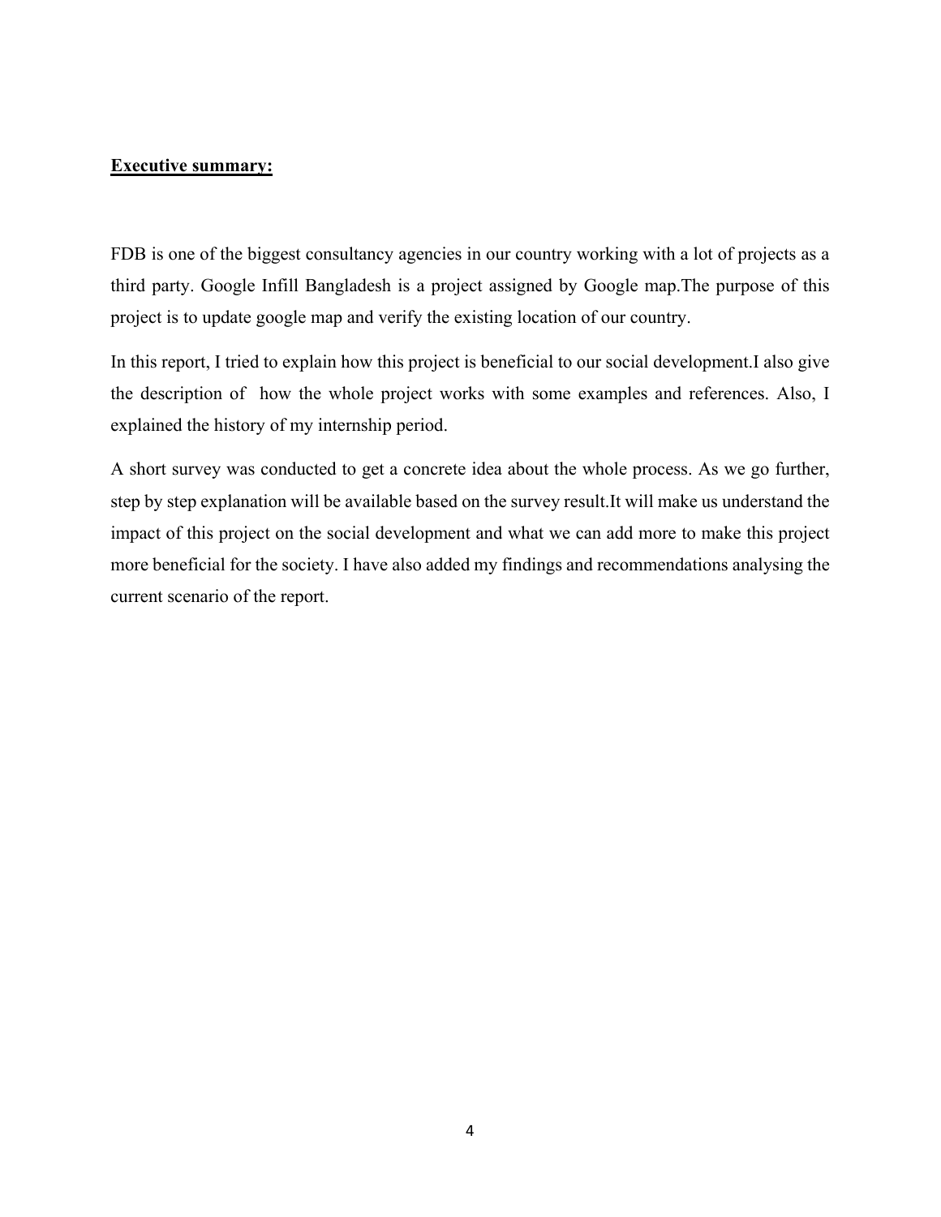## **Executive summary:**

FDB is one of the biggest consultancy agencies in our country working with a lot of projects as a third party. Google Infill Bangladesh is a project assigned by Google map.The purpose of this project is to update google map and verify the existing location of our country.

In this report, I tried to explain how this project is beneficial to our social development.I also give the description of how the whole project works with some examples and references. Also, I explained the history of my internship period.

A short survey was conducted to get a concrete idea about the whole process. As we go further, step by step explanation will be available based on the survey result.It will make us understand the impact of this project on the social development and what we can add more to make this project more beneficial for the society. I have also added my findings and recommendations analysing the current scenario of the report.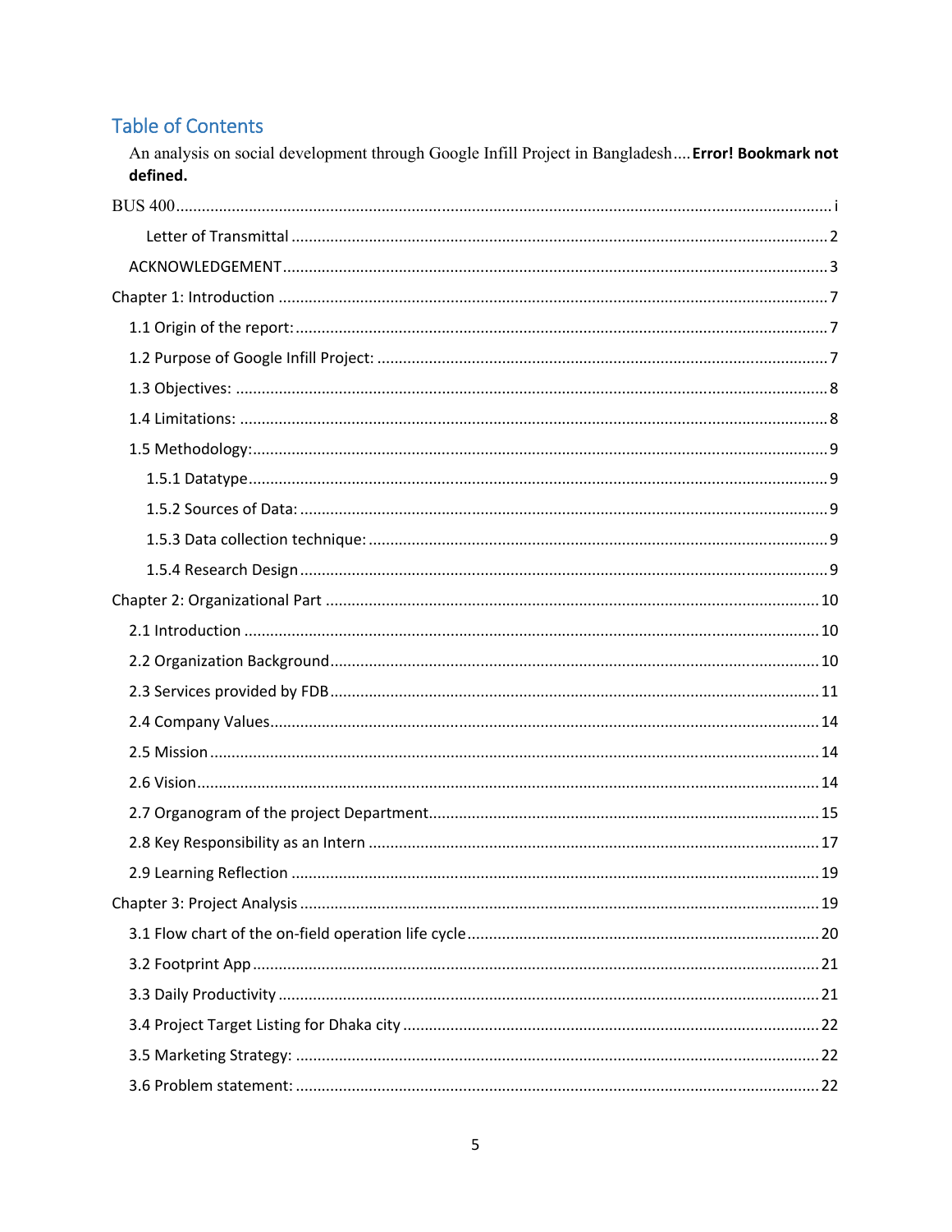# Table of Contents

An analysis on social development through Google Infill Project in Bangladesh .... **Error! Bookmark not defined.**

BUS 400 ........................................................................................................................ i

- Letter of Transmittal ........................................................................................................ 2

ACKNOWLEDGEMENT ........................................................................................................ 3

Chapter 1: Introduction ........................................................................................................ 7

- 1.1 Origin of the report: ........................................................................................................ 7
- 1.2 Purpose of Google Infill Project: ...................................................................................... 7
- 1.3 Objectives: ...................................................................................................................... 8
- 1.4 Limitations: ..................................................................................................................... 8
- 1.5 Methodology: .................................................................................................................. 9
  - 1.5.1 Datatype ................................................................................................................... 9
  - 1.5.2 Sources of Data: ....................................................................................................... 9
  - 1.5.3 Data collection technique: ........................................................................................ 9
  - 1.5.4 Research Design ....................................................................................................... 9

Chapter 2: Organizational Part ............................................................................................. 10

- 2.1 Introduction ................................................................................................................... 10
- 2.2 Organization Background ............................................................................................... 10
- 2.3 Services provided by FDB ............................................................................................... 11
- 2.4 Company Values ............................................................................................................. 14
- 2.5 Mission ........................................................................................................................... 14
- 2.6 Vision .............................................................................................................................. 14
- 2.7 Organogram of the project Department ......................................................................... 15
- 2.8 Key Responsibility as an Intern ....................................................................................... 17
- 2.9 Learning Reflection ......................................................................................................... 19

Chapter 3: Project Analysis .................................................................................................... 19

- 3.1 Flow chart of the on-field operation life cycle ................................................................. 20
- 3.2 Footprint App .................................................................................................................. 21
- 3.3 Daily Productivity ............................................................................................................ 21
- 3.4 Project Target Listing for Dhaka city ............................................................................... 22
- 3.5 Marketing Strategy: ........................................................................................................ 22
- 3.6 Problem statement: ........................................................................................................ 22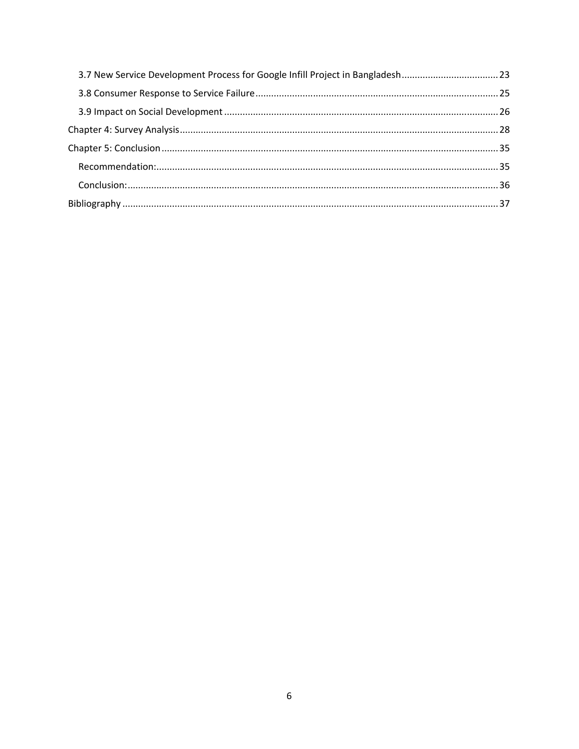3.7 New Service Development Process for Google Infill Project in Bangladesh ..................................... 23

3.8 Consumer Response to Service Failure ............................................................................................ 25

3.9 Impact on Social Development ........................................................................................................ 26

Chapter 4: Survey Analysis ......................................................................................................................... 28

Chapter 5: Conclusion ................................................................................................................................ 35

Recommendation: ................................................................................................................................. 35

Conclusion: ............................................................................................................................................ 36

Bibliography .............................................................................................................................................. 37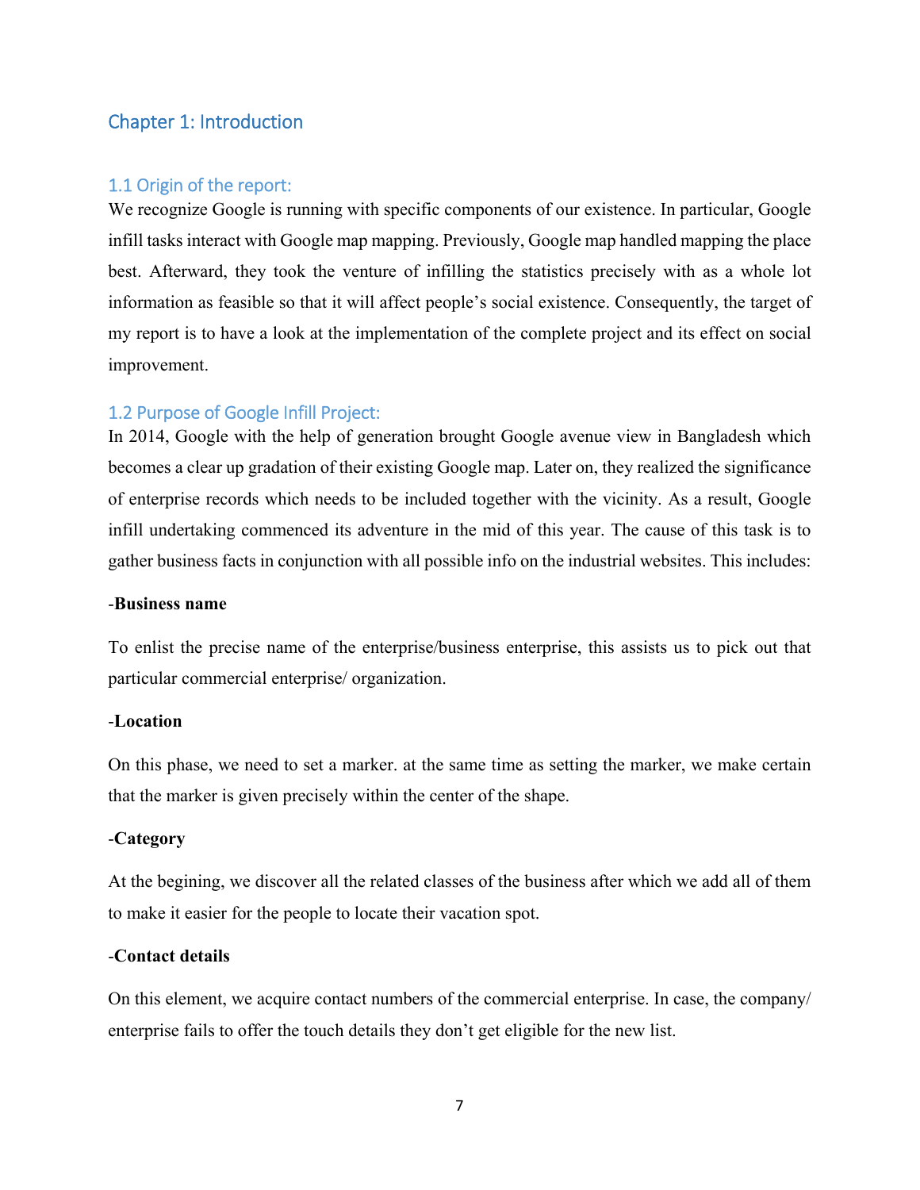# Chapter 1: Introduction

## 1.1 Origin of the report:

We recognize Google is running with specific components of our existence. In particular, Google infill tasks interact with Google map mapping. Previously, Google map handled mapping the place best. Afterward, they took the venture of infilling the statistics precisely with as a whole lot information as feasible so that it will affect people's social existence. Consequently, the target of my report is to have a look at the implementation of the complete project and its effect on social improvement.

## 1.2 Purpose of Google Infill Project:

In 2014, Google with the help of generation brought Google avenue view in Bangladesh which becomes a clear up gradation of their existing Google map. Later on, they realized the significance of enterprise records which needs to be included together with the vicinity. As a result, Google infill undertaking commenced its adventure in the mid of this year. The cause of this task is to gather business facts in conjunction with all possible info on the industrial websites. This includes:

-**Business name**

To enlist the precise name of the enterprise/business enterprise, this assists us to pick out that particular commercial enterprise/ organization.

-**Location**

On this phase, we need to set a marker. at the same time as setting the marker, we make certain that the marker is given precisely within the center of the shape.

-**Category**

At the begining, we discover all the related classes of the business after which we add all of them to make it easier for the people to locate their vacation spot.

-**Contact details**

On this element, we acquire contact numbers of the commercial enterprise. In case, the company/ enterprise fails to offer the touch details they don't get eligible for the new list.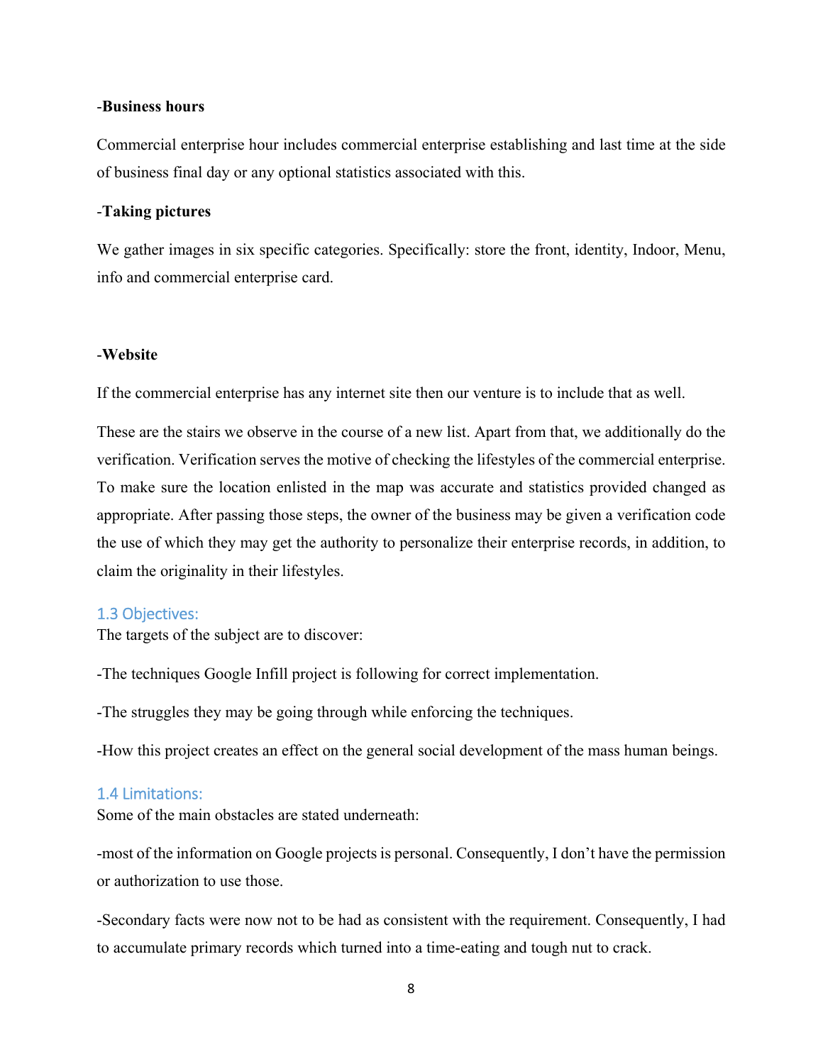-**Business hours**

Commercial enterprise hour includes commercial enterprise establishing and last time at the side of business final day or any optional statistics associated with this.

-**Taking pictures**

We gather images in six specific categories. Specifically: store the front, identity, Indoor, Menu, info and commercial enterprise card.

-**Website**

If the commercial enterprise has any internet site then our venture is to include that as well.

These are the stairs we observe in the course of a new list. Apart from that, we additionally do the verification. Verification serves the motive of checking the lifestyles of the commercial enterprise. To make sure the location enlisted in the map was accurate and statistics provided changed as appropriate. After passing those steps, the owner of the business may be given a verification code the use of which they may get the authority to personalize their enterprise records, in addition, to claim the originality in their lifestyles.

## 1.3 Objectives:

The targets of the subject are to discover:

-The techniques Google Infill project is following for correct implementation.

-The struggles they may be going through while enforcing the techniques.

-How this project creates an effect on the general social development of the mass human beings.

## 1.4 Limitations:

Some of the main obstacles are stated underneath:

-most of the information on Google projects is personal. Consequently, I don't have the permission or authorization to use those.

-Secondary facts were now not to be had as consistent with the requirement. Consequently, I had to accumulate primary records which turned into a time-eating and tough nut to crack.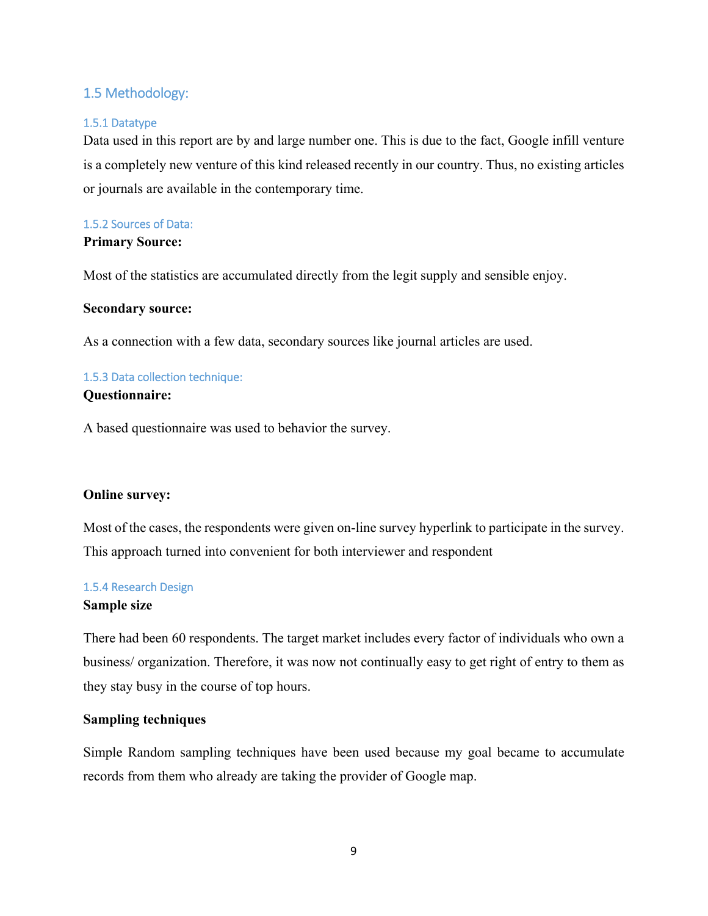## 1.5 Methodology:

### 1.5.1 Datatype

Data used in this report are by and large number one. This is due to the fact, Google infill venture is a completely new venture of this kind released recently in our country. Thus, no existing articles or journals are available in the contemporary time.

### 1.5.2 Sources of Data:

**Primary Source:**

Most of the statistics are accumulated directly from the legit supply and sensible enjoy.

**Secondary source:**

As a connection with a few data, secondary sources like journal articles are used.

### 1.5.3 Data collection technique:

**Questionnaire:**

A based questionnaire was used to behavior the survey.

**Online survey:**

Most of the cases, the respondents were given on-line survey hyperlink to participate in the survey. This approach turned into convenient for both interviewer and respondent

### 1.5.4 Research Design

**Sample size**

There had been 60 respondents. The target market includes every factor of individuals who own a business/ organization. Therefore, it was now not continually easy to get right of entry to them as they stay busy in the course of top hours.

**Sampling techniques**

Simple Random sampling techniques have been used because my goal became to accumulate records from them who already are taking the provider of Google map.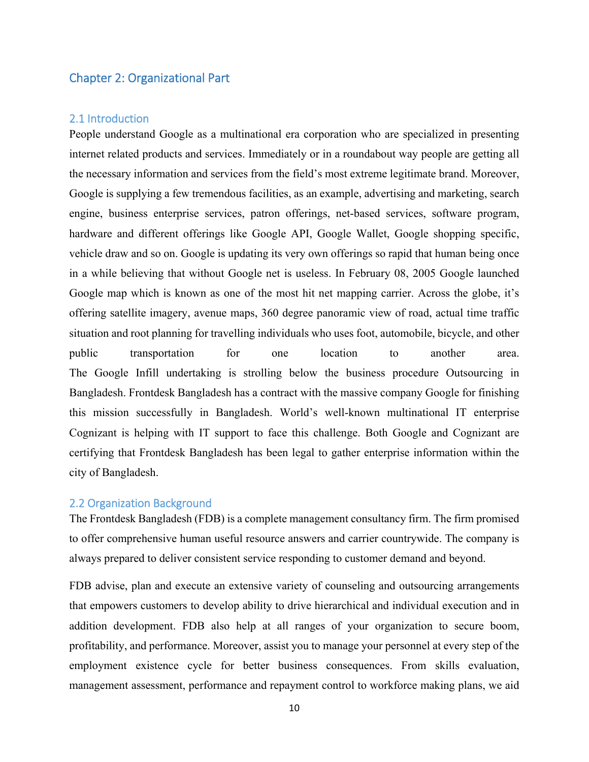# Chapter 2: Organizational Part

## 2.1 Introduction

People understand Google as a multinational era corporation who are specialized in presenting internet related products and services. Immediately or in a roundabout way people are getting all the necessary information and services from the field's most extreme legitimate brand. Moreover, Google is supplying a few tremendous facilities, as an example, advertising and marketing, search engine, business enterprise services, patron offerings, net-based services, software program, hardware and different offerings like Google API, Google Wallet, Google shopping specific, vehicle draw and so on. Google is updating its very own offerings so rapid that human being once in a while believing that without Google net is useless. In February 08, 2005 Google launched Google map which is known as one of the most hit net mapping carrier. Across the globe, it's offering satellite imagery, avenue maps, 360 degree panoramic view of road, actual time traffic situation and root planning for travelling individuals who uses foot, automobile, bicycle, and other public transportation for one location to another area.

The Google Infill undertaking is strolling below the business procedure Outsourcing in Bangladesh. Frontdesk Bangladesh has a contract with the massive company Google for finishing this mission successfully in Bangladesh. World's well-known multinational IT enterprise Cognizant is helping with IT support to face this challenge. Both Google and Cognizant are certifying that Frontdesk Bangladesh has been legal to gather enterprise information within the city of Bangladesh.

## 2.2 Organization Background

The Frontdesk Bangladesh (FDB) is a complete management consultancy firm. The firm promised to offer comprehensive human useful resource answers and carrier countrywide. The company is always prepared to deliver consistent service responding to customer demand and beyond.

FDB advise, plan and execute an extensive variety of counseling and outsourcing arrangements that empowers customers to develop ability to drive hierarchical and individual execution and in addition development. FDB also help at all ranges of your organization to secure boom, profitability, and performance. Moreover, assist you to manage your personnel at every step of the employment existence cycle for better business consequences. From skills evaluation, management assessment, performance and repayment control to workforce making plans, we aid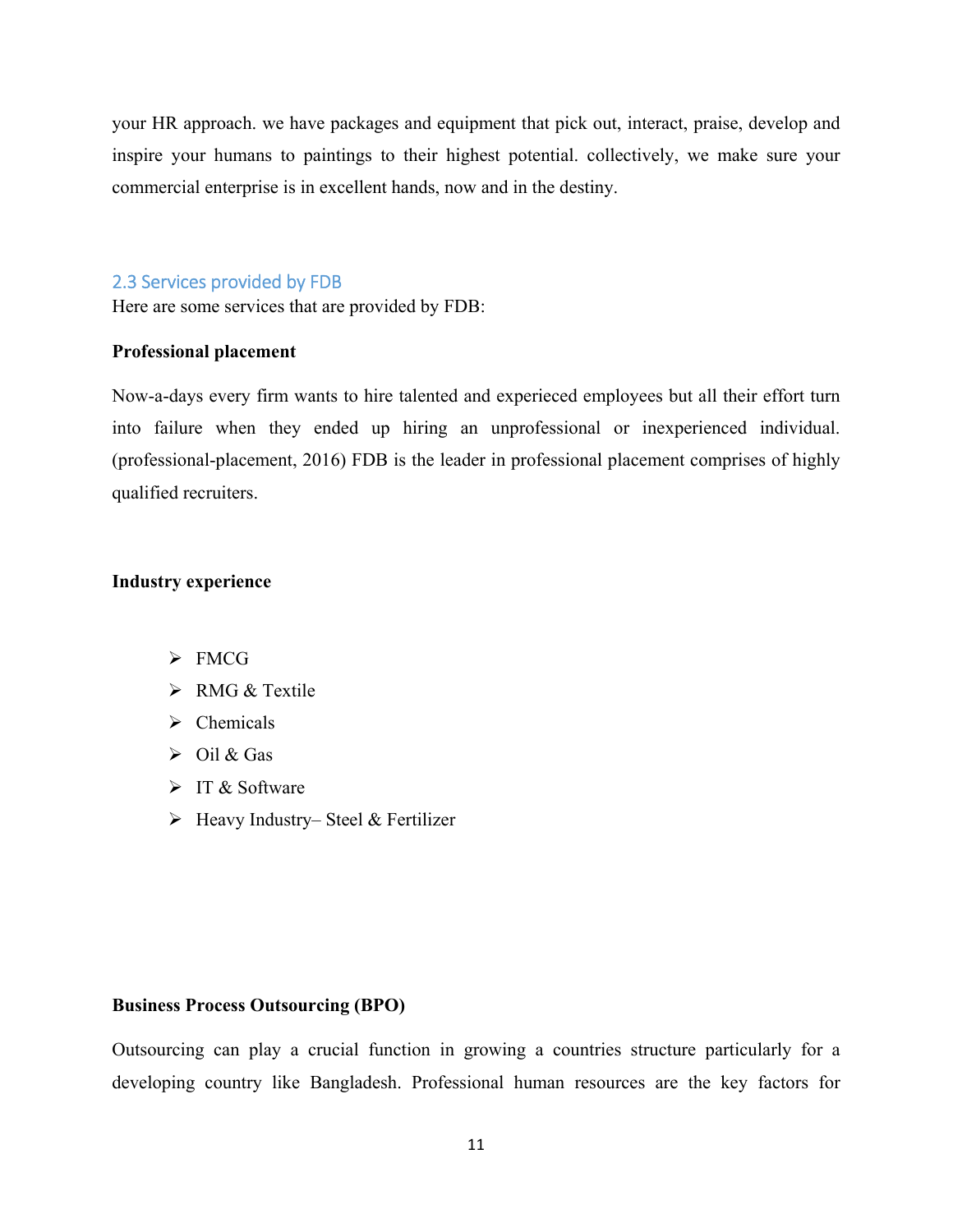your HR approach. we have packages and equipment that pick out, interact, praise, develop and inspire your humans to paintings to their highest potential. collectively, we make sure your commercial enterprise is in excellent hands, now and in the destiny.

## 2.3 Services provided by FDB

Here are some services that are provided by FDB:

**Professional placement**

Now-a-days every firm wants to hire talented and experieced employees but all their effort turn into failure when they ended up hiring an unprofessional or inexperienced individual. (professional-placement, 2016) FDB is the leader in professional placement comprises of highly qualified recruiters.

**Industry experience**

- FMCG
- RMG & Textile
- Chemicals
- Oil & Gas
- IT & Software
- Heavy Industry– Steel & Fertilizer

**Business Process Outsourcing (BPO)**

Outsourcing can play a crucial function in growing a countries structure particularly for a developing country like Bangladesh. Professional human resources are the key factors for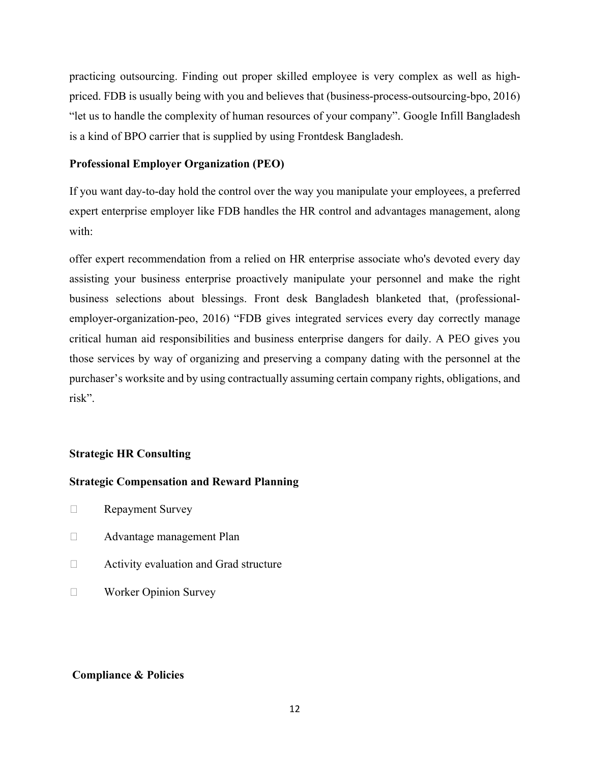practicing outsourcing. Finding out proper skilled employee is very complex as well as high-priced. FDB is usually being with you and believes that (business-process-outsourcing-bpo, 2016) "let us to handle the complexity of human resources of your company". Google Infill Bangladesh is a kind of BPO carrier that is supplied by using Frontdesk Bangladesh.

**Professional Employer Organization (PEO)**

If you want day-to-day hold the control over the way you manipulate your employees, a preferred expert enterprise employer like FDB handles the HR control and advantages management, along with:

offer expert recommendation from a relied on HR enterprise associate who's devoted every day assisting your business enterprise proactively manipulate your personnel and make the right business selections about blessings. Front desk Bangladesh blanketed that, (professional-employer-organization-peo, 2016) "FDB gives integrated services every day correctly manage critical human aid responsibilities and business enterprise dangers for daily. A PEO gives you those services by way of organizing and preserving a company dating with the personnel at the purchaser's worksite and by using contractually assuming certain company rights, obligations, and risk".

**Strategic HR Consulting**

**Strategic Compensation and Reward Planning**

- Repayment Survey
- Advantage management Plan
- Activity evaluation and Grad structure
- Worker Opinion Survey

**Compliance & Policies**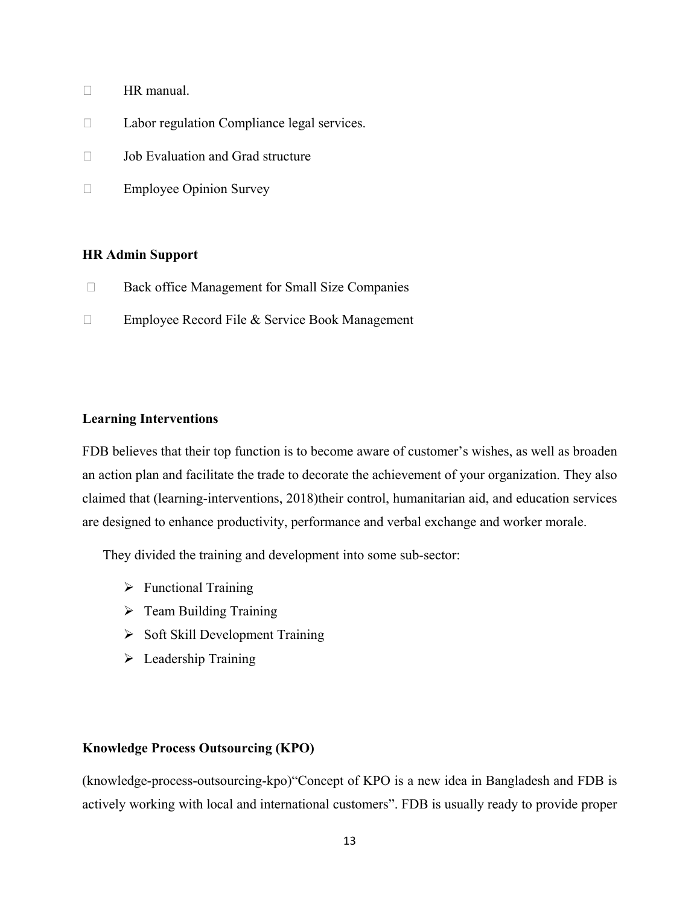- HR manual.
- Labor regulation Compliance legal services.
- Job Evaluation and Grad structure
- Employee Opinion Survey

**HR Admin Support**

- Back office Management for Small Size Companies
- Employee Record File & Service Book Management

**Learning Interventions**

FDB believes that their top function is to become aware of customer's wishes, as well as broaden an action plan and facilitate the trade to decorate the achievement of your organization. They also claimed that (learning-interventions, 2018)their control, humanitarian aid, and education services are designed to enhance productivity, performance and verbal exchange and worker morale.

They divided the training and development into some sub-sector:

- Functional Training
- Team Building Training
- Soft Skill Development Training
- Leadership Training

**Knowledge Process Outsourcing (KPO)**

(knowledge-process-outsourcing-kpo)"Concept of KPO is a new idea in Bangladesh and FDB is actively working with local and international customers". FDB is usually ready to provide proper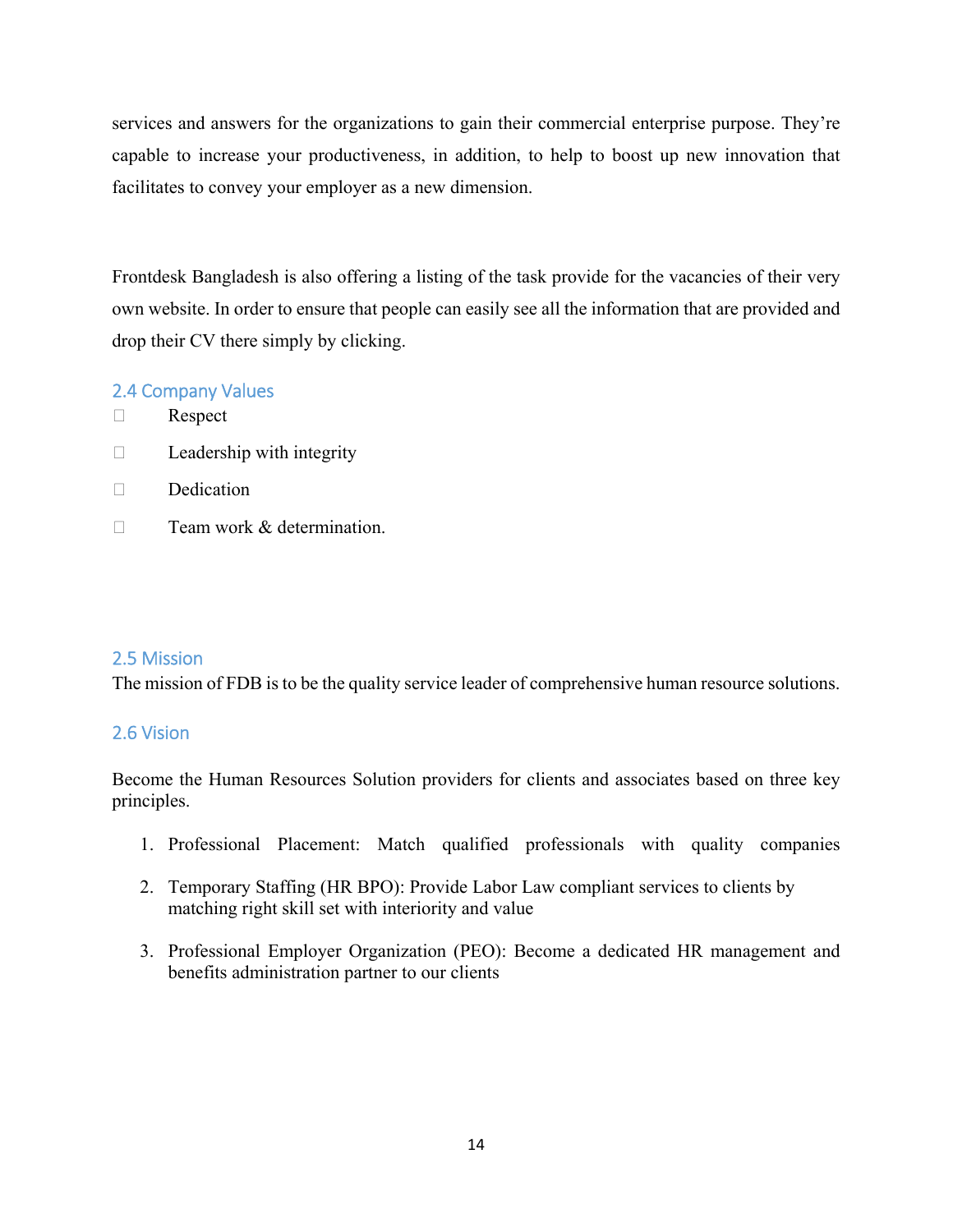services and answers for the organizations to gain their commercial enterprise purpose. They're capable to increase your productiveness, in addition, to help to boost up new innovation that facilitates to convey your employer as a new dimension.

Frontdesk Bangladesh is also offering a listing of the task provide for the vacancies of their very own website. In order to ensure that people can easily see all the information that are provided and drop their CV there simply by clicking.

## 2.4 Company Values

- Respect
- Leadership with integrity
- Dedication
- Team work & determination.

## 2.5 Mission

The mission of FDB is to be the quality service leader of comprehensive human resource solutions.

## 2.6 Vision

Become the Human Resources Solution providers for clients and associates based on three key principles.

1. Professional Placement: Match qualified professionals with quality companies
2. Temporary Staffing (HR BPO): Provide Labor Law compliant services to clients by matching right skill set with interiority and value
3. Professional Employer Organization (PEO): Become a dedicated HR management and benefits administration partner to our clients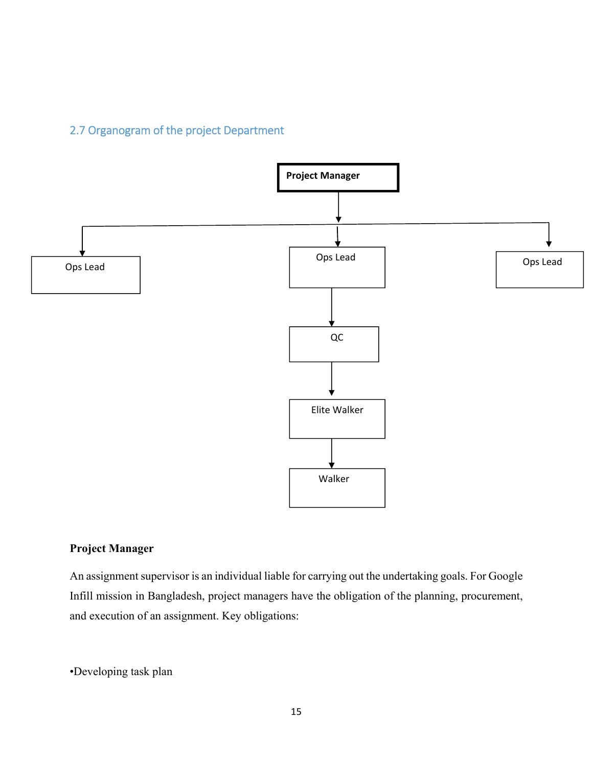## 2.7 Organogram of the project Department

Project Manager

Ops Lead

Ops Lead

Ops Lead

QC

Elite Walker

Walker

**Project Manager**

An assignment supervisor is an individual liable for carrying out the undertaking goals. For Google Infill mission in Bangladesh, project managers have the obligation of the planning, procurement, and execution of an assignment. Key obligations:

•Developing task plan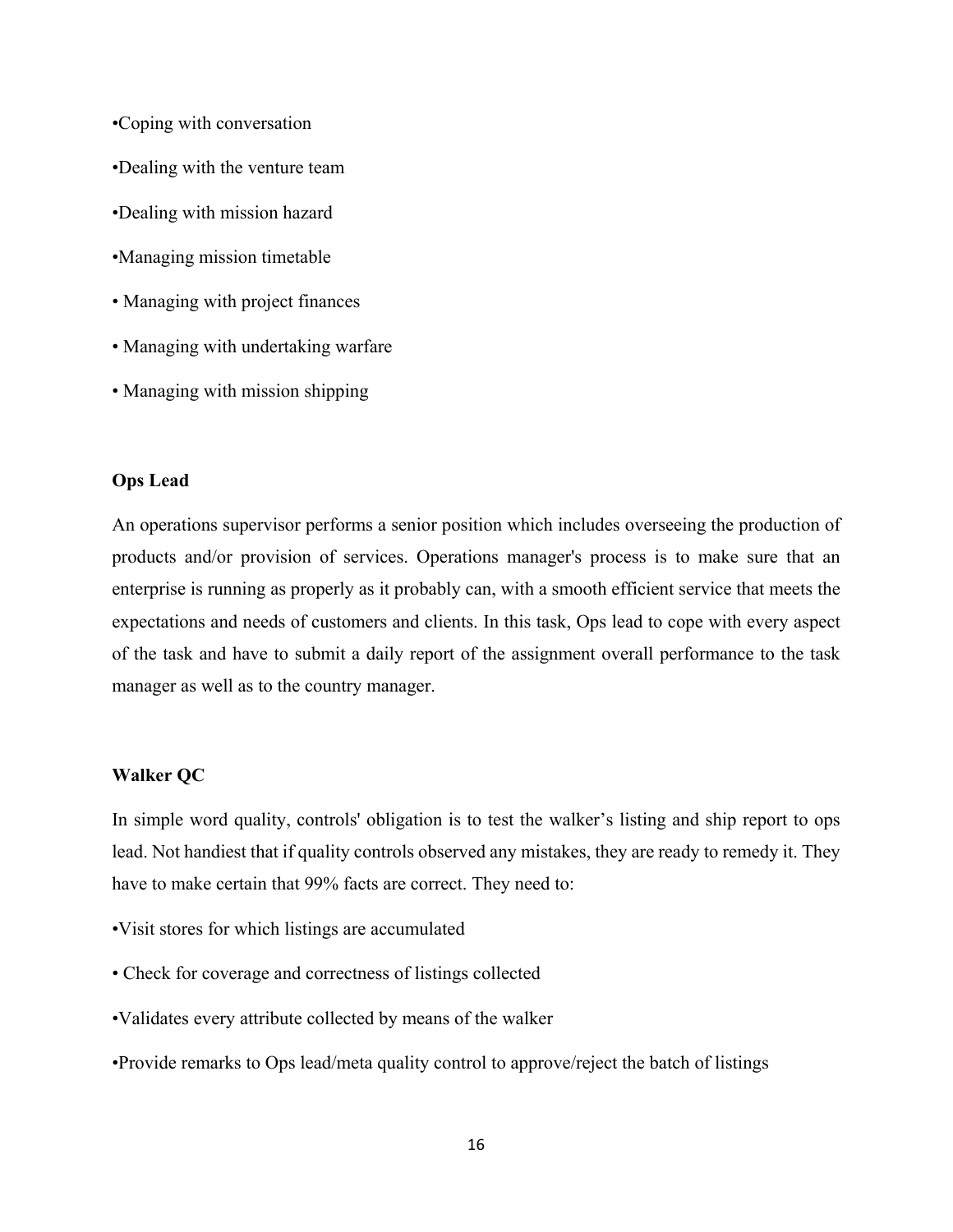- Coping with conversation
- Dealing with the venture team
- Dealing with mission hazard
- Managing mission timetable
- Managing with project finances
- Managing with undertaking warfare
- Managing with mission shipping

**Ops Lead**

An operations supervisor performs a senior position which includes overseeing the production of products and/or provision of services. Operations manager's process is to make sure that an enterprise is running as properly as it probably can, with a smooth efficient service that meets the expectations and needs of customers and clients. In this task, Ops lead to cope with every aspect of the task and have to submit a daily report of the assignment overall performance to the task manager as well as to the country manager.

**Walker QC**

In simple word quality, controls' obligation is to test the walker's listing and ship report to ops lead. Not handiest that if quality controls observed any mistakes, they are ready to remedy it. They have to make certain that 99% facts are correct. They need to:

- Visit stores for which listings are accumulated
- Check for coverage and correctness of listings collected
- Validates every attribute collected by means of the walker
- Provide remarks to Ops lead/meta quality control to approve/reject the batch of listings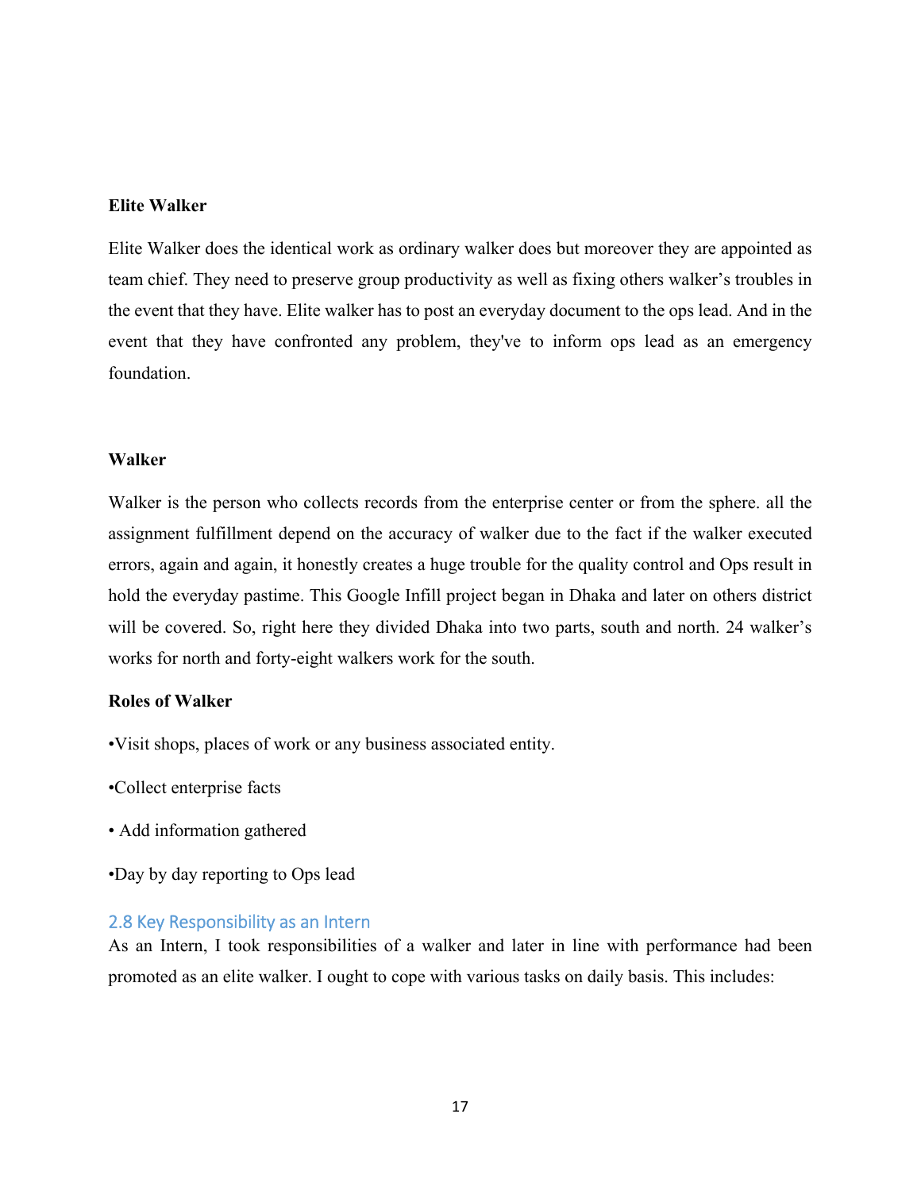**Elite Walker**

Elite Walker does the identical work as ordinary walker does but moreover they are appointed as team chief. They need to preserve group productivity as well as fixing others walker's troubles in the event that they have. Elite walker has to post an everyday document to the ops lead. And in the event that they have confronted any problem, they've to inform ops lead as an emergency foundation.

**Walker**

Walker is the person who collects records from the enterprise center or from the sphere. all the assignment fulfillment depend on the accuracy of walker due to the fact if the walker executed errors, again and again, it honestly creates a huge trouble for the quality control and Ops result in hold the everyday pastime. This Google Infill project began in Dhaka and later on others district will be covered. So, right here they divided Dhaka into two parts, south and north. 24 walker's works for north and forty-eight walkers work for the south.

**Roles of Walker**

•Visit shops, places of work or any business associated entity.

•Collect enterprise facts

• Add information gathered

•Day by day reporting to Ops lead

## 2.8 Key Responsibility as an Intern

As an Intern, I took responsibilities of a walker and later in line with performance had been promoted as an elite walker. I ought to cope with various tasks on daily basis. This includes: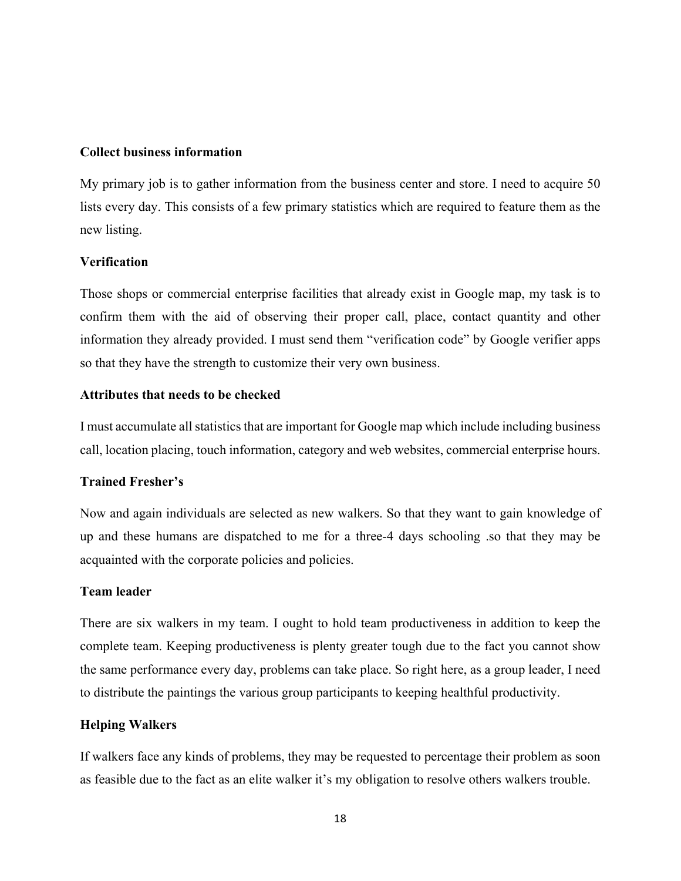**Collect business information**

My primary job is to gather information from the business center and store. I need to acquire 50 lists every day. This consists of a few primary statistics which are required to feature them as the new listing.

**Verification**

Those shops or commercial enterprise facilities that already exist in Google map, my task is to confirm them with the aid of observing their proper call, place, contact quantity and other information they already provided. I must send them "verification code" by Google verifier apps so that they have the strength to customize their very own business.

**Attributes that needs to be checked**

I must accumulate all statistics that are important for Google map which include including business call, location placing, touch information, category and web websites, commercial enterprise hours.

**Trained Fresher's**

Now and again individuals are selected as new walkers. So that they want to gain knowledge of up and these humans are dispatched to me for a three-4 days schooling .so that they may be acquainted with the corporate policies and policies.

**Team leader**

There are six walkers in my team. I ought to hold team productiveness in addition to keep the complete team. Keeping productiveness is plenty greater tough due to the fact you cannot show the same performance every day, problems can take place. So right here, as a group leader, I need to distribute the paintings the various group participants to keeping healthful productivity.

**Helping Walkers**

If walkers face any kinds of problems, they may be requested to percentage their problem as soon as feasible due to the fact as an elite walker it's my obligation to resolve others walkers trouble.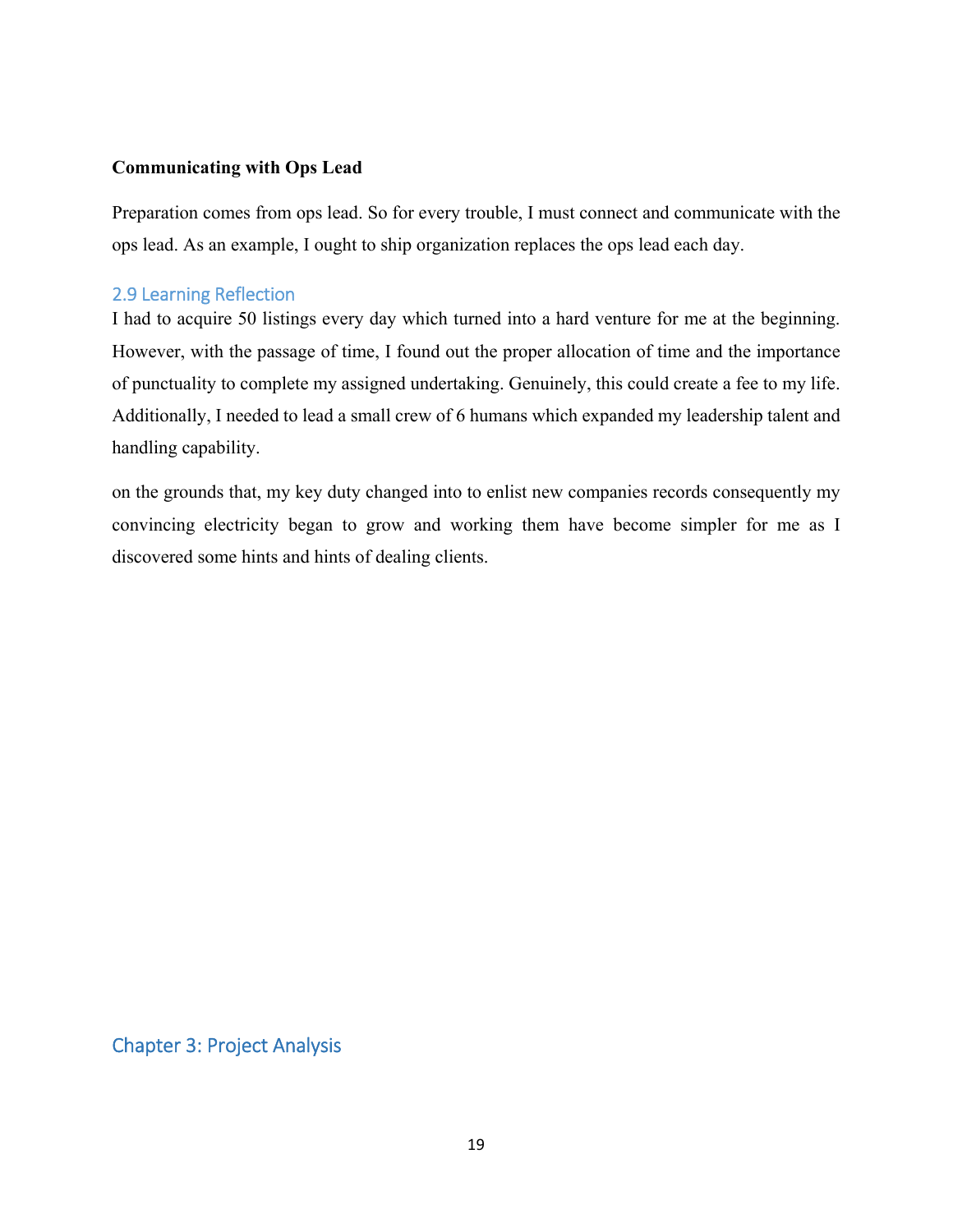**Communicating with Ops Lead**

Preparation comes from ops lead. So for every trouble, I must connect and communicate with the ops lead. As an example, I ought to ship organization replaces the ops lead each day.

## 2.9 Learning Reflection

I had to acquire 50 listings every day which turned into a hard venture for me at the beginning. However, with the passage of time, I found out the proper allocation of time and the importance of punctuality to complete my assigned undertaking. Genuinely, this could create a fee to my life. Additionally, I needed to lead a small crew of 6 humans which expanded my leadership talent and handling capability.

on the grounds that, my key duty changed into to enlist new companies records consequently my convincing electricity began to grow and working them have become simpler for me as I discovered some hints and hints of dealing clients.

# Chapter 3: Project Analysis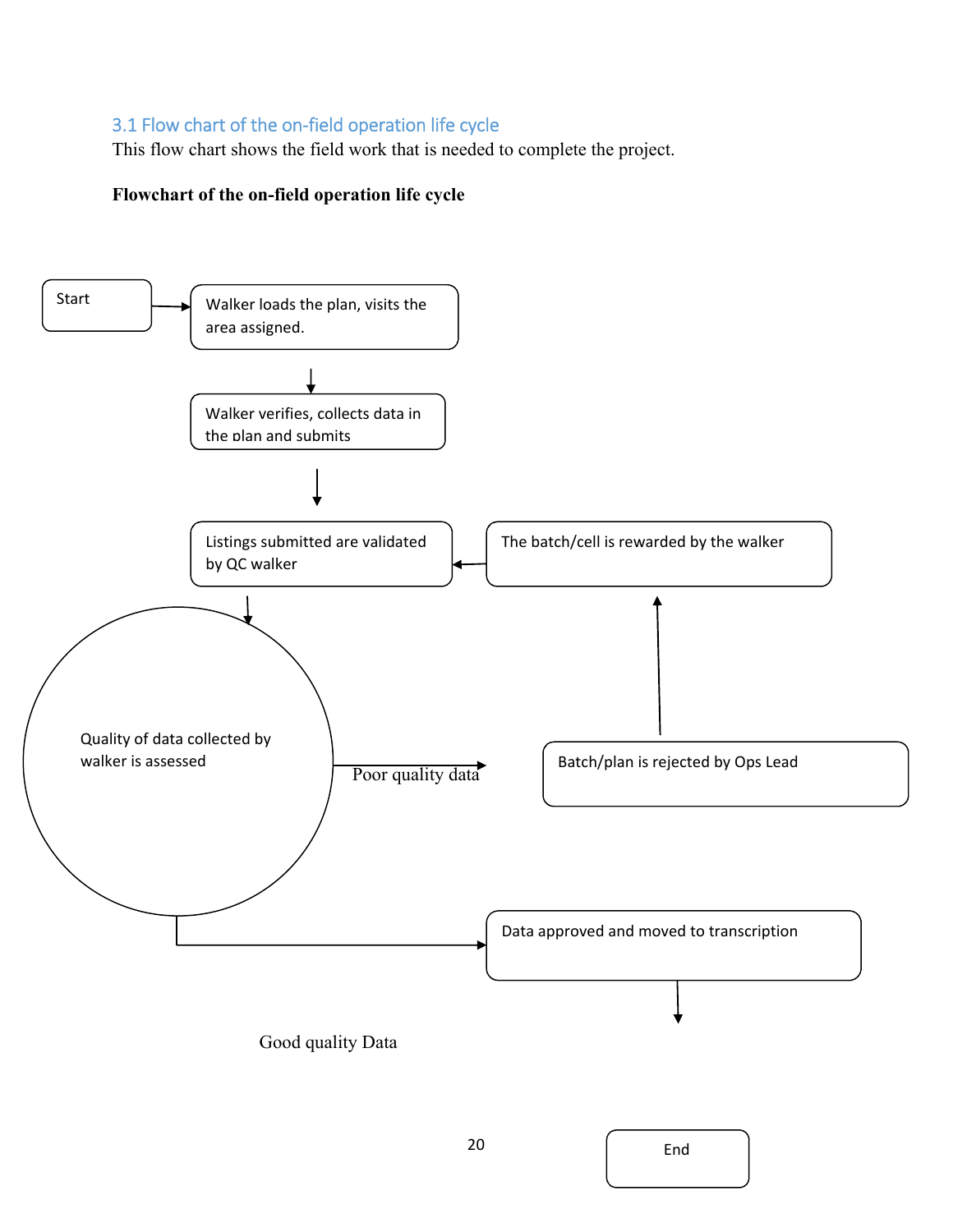### 3.1 Flow chart of the on-field operation life cycle

This flow chart shows the field work that is needed to complete the project.

**Flowchart of the on-field operation life cycle**

Start

Walker loads the plan, visits the area assigned.

Walker verifies, collects data in the plan and submits

Listings submitted are validated by QC walker

The batch/cell is rewarded by the walker

Quality of data collected by walker is assessed

Poor quality data

Batch/plan is rejected by Ops Lead

Data approved and moved to transcription

Good quality Data

End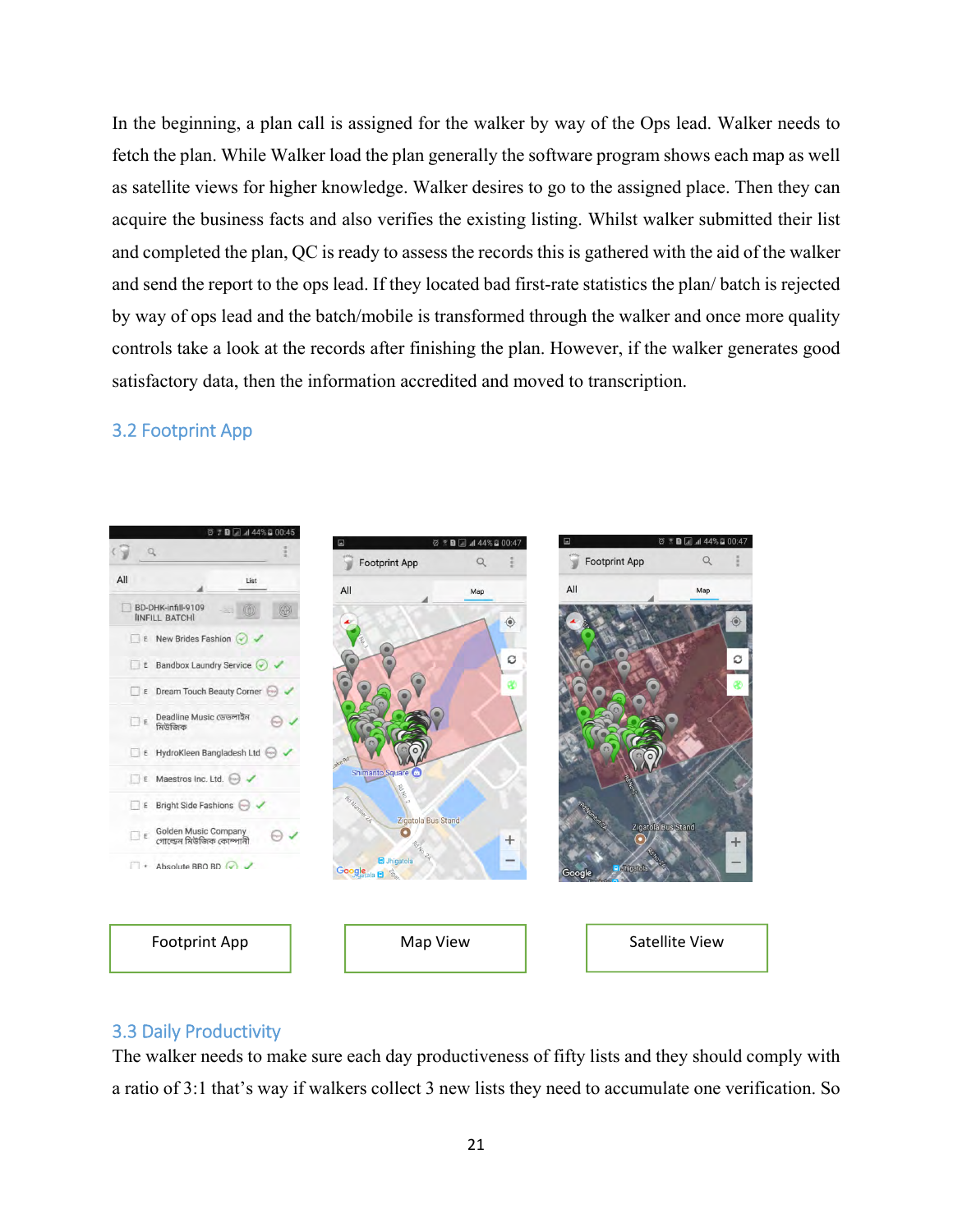In the beginning, a plan call is assigned for the walker by way of the Ops lead. Walker needs to fetch the plan. While Walker load the plan generally the software program shows each map as well as satellite views for higher knowledge. Walker desires to go to the assigned place. Then they can acquire the business facts and also verifies the existing listing. Whilst walker submitted their list and completed the plan, QC is ready to assess the records this is gathered with the aid of the walker and send the report to the ops lead. If they located bad first-rate statistics the plan/ batch is rejected by way of ops lead and the batch/mobile is transformed through the walker and once more quality controls take a look at the records after finishing the plan. However, if the walker generates good satisfactory data, then the information accredited and moved to transcription.

## 3.2 Footprint App

Footprint App

Map View

Satellite View

## 3.3 Daily Productivity

The walker needs to make sure each day productiveness of fifty lists and they should comply with a ratio of 3:1 that's way if walkers collect 3 new lists they need to accumulate one verification. So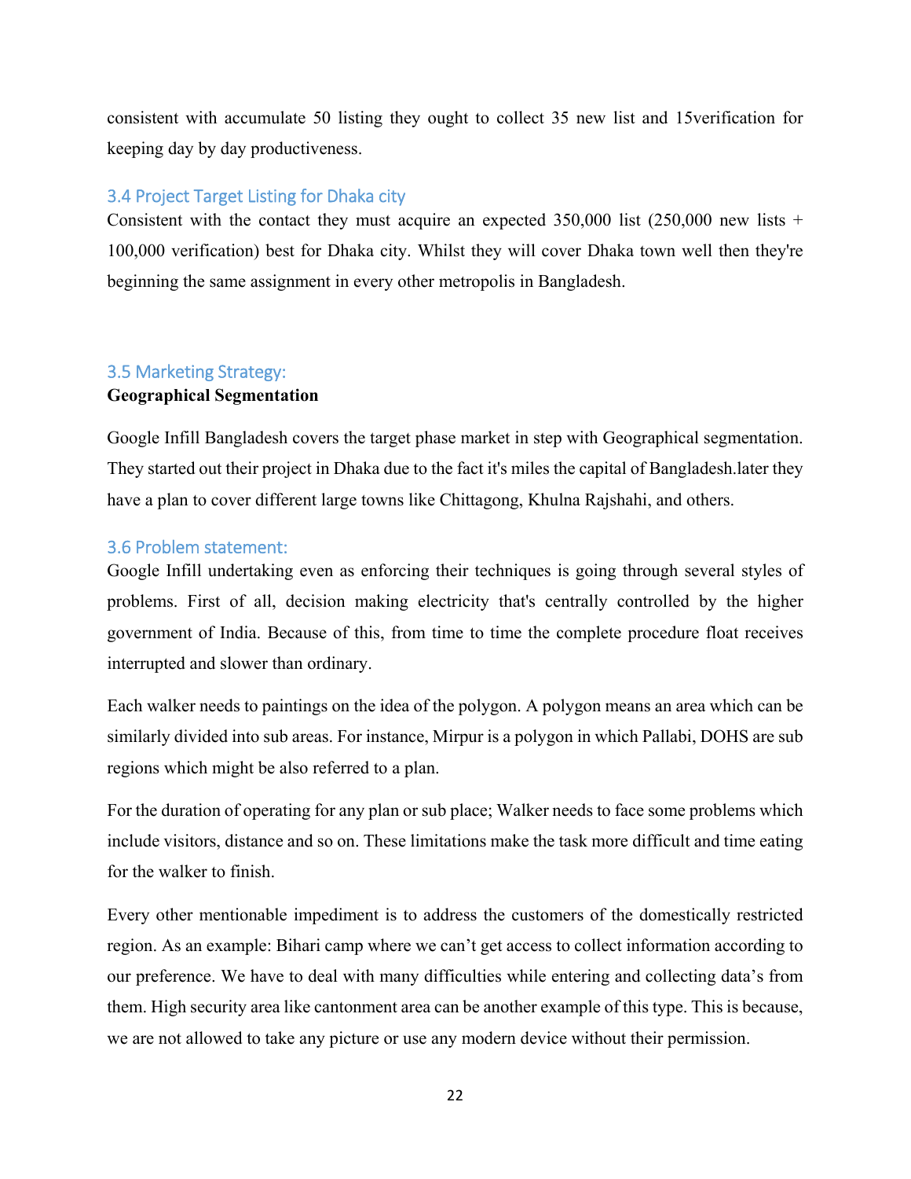consistent with accumulate 50 listing they ought to collect 35 new list and 15verification for keeping day by day productiveness.

### 3.4 Project Target Listing for Dhaka city

Consistent with the contact they must acquire an expected 350,000 list (250,000 new lists + 100,000 verification) best for Dhaka city. Whilst they will cover Dhaka town well then they're beginning the same assignment in every other metropolis in Bangladesh.

### 3.5 Marketing Strategy:

**Geographical Segmentation**

Google Infill Bangladesh covers the target phase market in step with Geographical segmentation. They started out their project in Dhaka due to the fact it's miles the capital of Bangladesh.later they have a plan to cover different large towns like Chittagong, Khulna Rajshahi, and others.

### 3.6 Problem statement:

Google Infill undertaking even as enforcing their techniques is going through several styles of problems. First of all, decision making electricity that's centrally controlled by the higher government of India. Because of this, from time to time the complete procedure float receives interrupted and slower than ordinary.

Each walker needs to paintings on the idea of the polygon. A polygon means an area which can be similarly divided into sub areas. For instance, Mirpur is a polygon in which Pallabi, DOHS are sub regions which might be also referred to a plan.

For the duration of operating for any plan or sub place; Walker needs to face some problems which include visitors, distance and so on. These limitations make the task more difficult and time eating for the walker to finish.

Every other mentionable impediment is to address the customers of the domestically restricted region. As an example: Bihari camp where we can't get access to collect information according to our preference. We have to deal with many difficulties while entering and collecting data's from them. High security area like cantonment area can be another example of this type. This is because, we are not allowed to take any picture or use any modern device without their permission.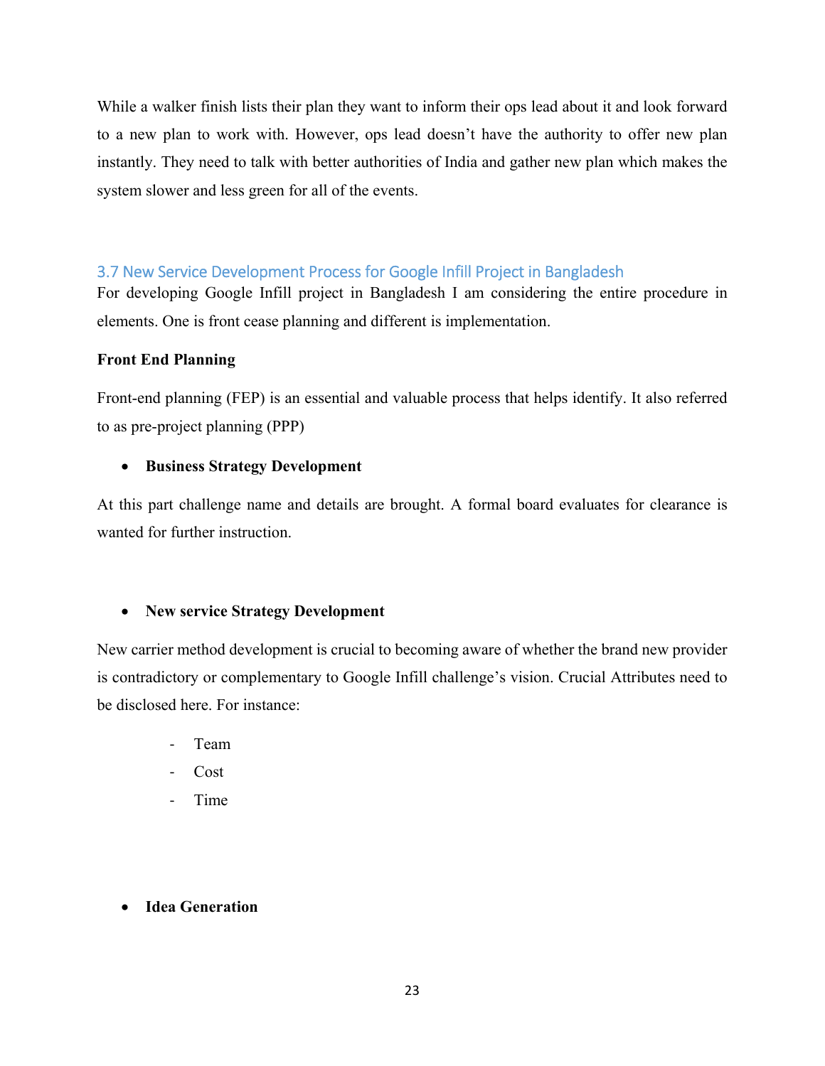While a walker finish lists their plan they want to inform their ops lead about it and look forward to a new plan to work with. However, ops lead doesn't have the authority to offer new plan instantly. They need to talk with better authorities of India and gather new plan which makes the system slower and less green for all of the events.

### 3.7 New Service Development Process for Google Infill Project in Bangladesh

For developing Google Infill project in Bangladesh I am considering the entire procedure in elements. One is front cease planning and different is implementation.

**Front End Planning**

Front-end planning (FEP) is an essential and valuable process that helps identify. It also referred to as pre-project planning (PPP)

- **Business Strategy Development**

At this part challenge name and details are brought. A formal board evaluates for clearance is wanted for further instruction.

- **New service Strategy Development**

New carrier method development is crucial to becoming aware of whether the brand new provider is contradictory or complementary to Google Infill challenge's vision. Crucial Attributes need to be disclosed here. For instance:

  - Team
  - Cost
  - Time

- **Idea Generation**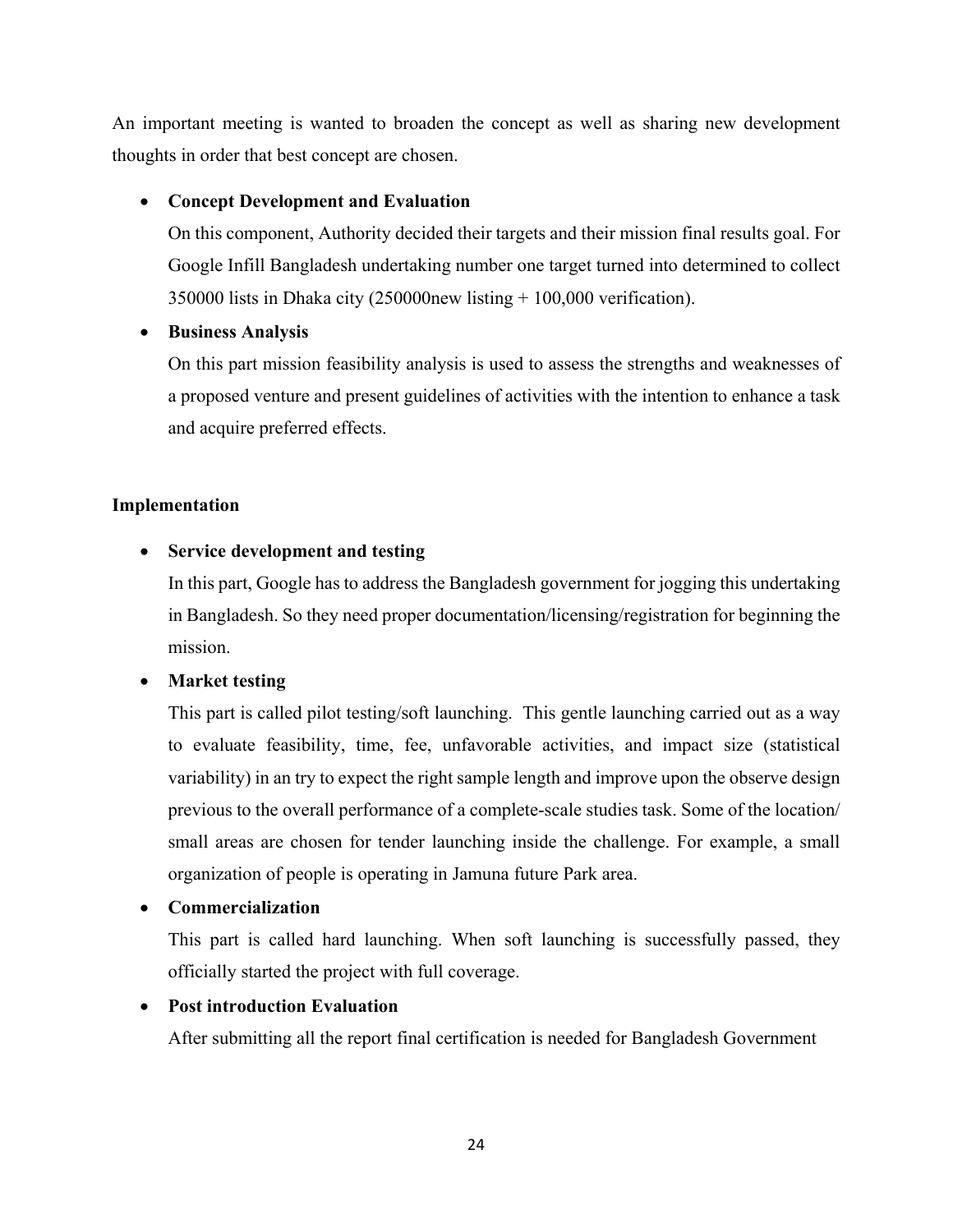An important meeting is wanted to broaden the concept as well as sharing new development thoughts in order that best concept are chosen.

- **Concept Development and Evaluation**

  On this component, Authority decided their targets and their mission final results goal. For Google Infill Bangladesh undertaking number one target turned into determined to collect 350000 lists in Dhaka city (250000new listing + 100,000 verification).

- **Business Analysis**

  On this part mission feasibility analysis is used to assess the strengths and weaknesses of a proposed venture and present guidelines of activities with the intention to enhance a task and acquire preferred effects.

**Implementation**

- **Service development and testing**

  In this part, Google has to address the Bangladesh government for jogging this undertaking in Bangladesh. So they need proper documentation/licensing/registration for beginning the mission.

- **Market testing**

  This part is called pilot testing/soft launching. This gentle launching carried out as a way to evaluate feasibility, time, fee, unfavorable activities, and impact size (statistical variability) in an try to expect the right sample length and improve upon the observe design previous to the overall performance of a complete-scale studies task. Some of the location/ small areas are chosen for tender launching inside the challenge. For example, a small organization of people is operating in Jamuna future Park area.

- **Commercialization**

  This part is called hard launching. When soft launching is successfully passed, they officially started the project with full coverage.

- **Post introduction Evaluation**

  After submitting all the report final certification is needed for Bangladesh Government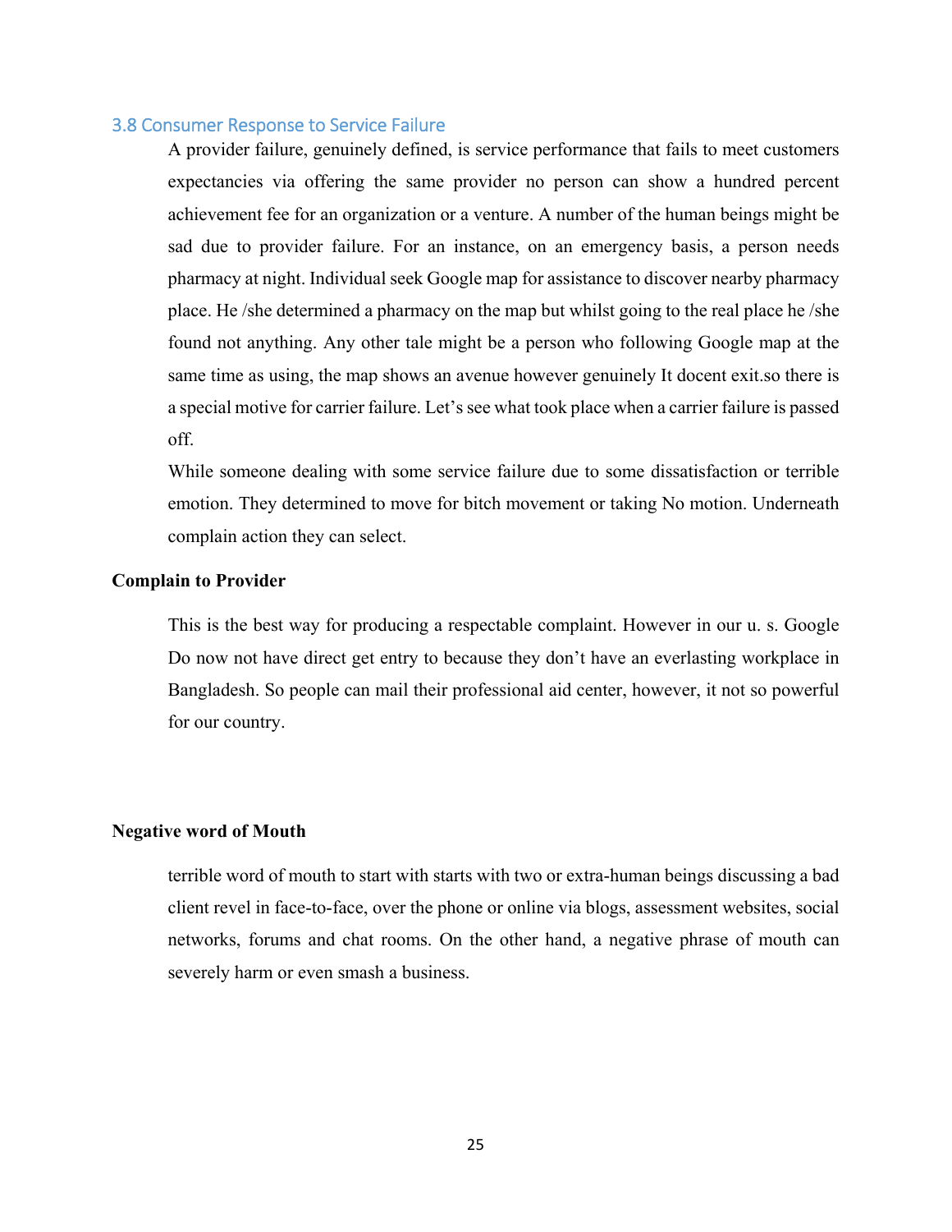## 3.8 Consumer Response to Service Failure

A provider failure, genuinely defined, is service performance that fails to meet customers expectancies via offering the same provider no person can show a hundred percent achievement fee for an organization or a venture. A number of the human beings might be sad due to provider failure. For an instance, on an emergency basis, a person needs pharmacy at night. Individual seek Google map for assistance to discover nearby pharmacy place. He /she determined a pharmacy on the map but whilst going to the real place he /she found not anything. Any other tale might be a person who following Google map at the same time as using, the map shows an avenue however genuinely It docent exit.so there is a special motive for carrier failure. Let's see what took place when a carrier failure is passed off.

While someone dealing with some service failure due to some dissatisfaction or terrible emotion. They determined to move for bitch movement or taking No motion. Underneath complain action they can select.

**Complain to Provider**

This is the best way for producing a respectable complaint. However in our u. s. Google Do now not have direct get entry to because they don't have an everlasting workplace in Bangladesh. So people can mail their professional aid center, however, it not so powerful for our country.

**Negative word of Mouth**

terrible word of mouth to start with starts with two or extra-human beings discussing a bad client revel in face-to-face, over the phone or online via blogs, assessment websites, social networks, forums and chat rooms. On the other hand, a negative phrase of mouth can severely harm or even smash a business.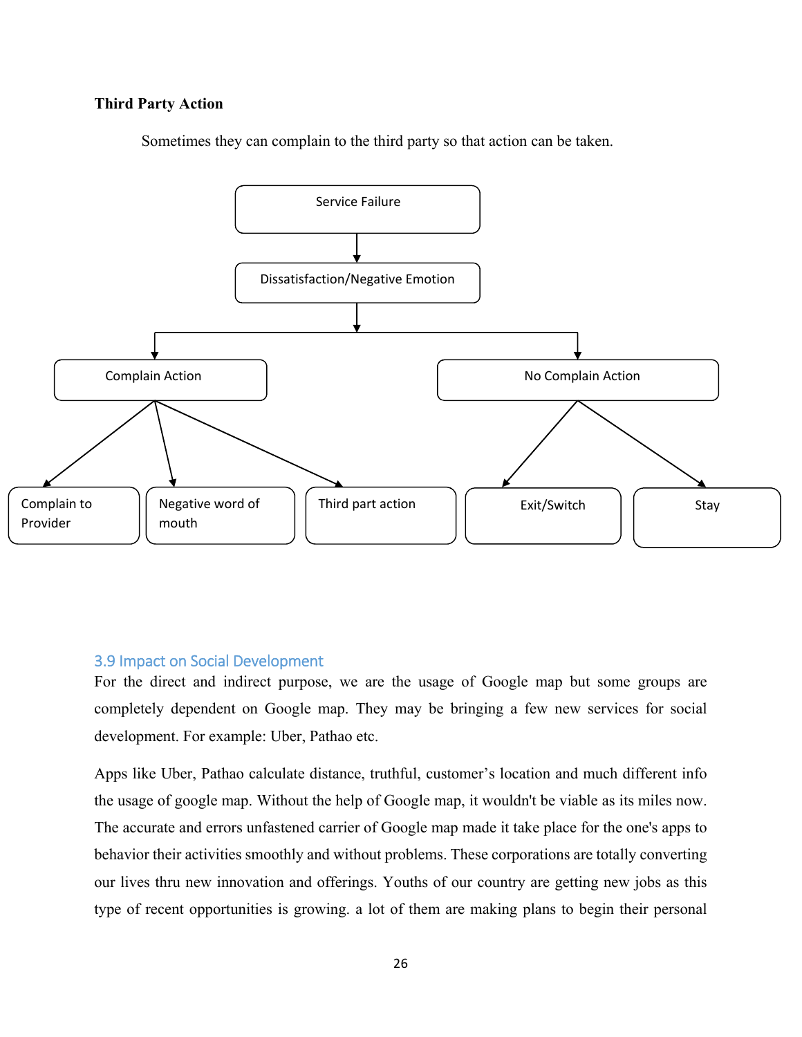**Third Party Action**

Sometimes they can complain to the third party so that action can be taken.

Service Failure

Dissatisfaction/Negative Emotion

Complain Action

No Complain Action

Complain to Provider

Negative word of mouth

Third part action

Exit/Switch

Stay

### 3.9 Impact on Social Development

For the direct and indirect purpose, we are the usage of Google map but some groups are completely dependent on Google map. They may be bringing a few new services for social development. For example: Uber, Pathao etc.

Apps like Uber, Pathao calculate distance, truthful, customer's location and much different info the usage of google map. Without the help of Google map, it wouldn't be viable as its miles now. The accurate and errors unfastened carrier of Google map made it take place for the one's apps to behavior their activities smoothly and without problems. These corporations are totally converting our lives thru new innovation and offerings. Youths of our country are getting new jobs as this type of recent opportunities is growing. a lot of them are making plans to begin their personal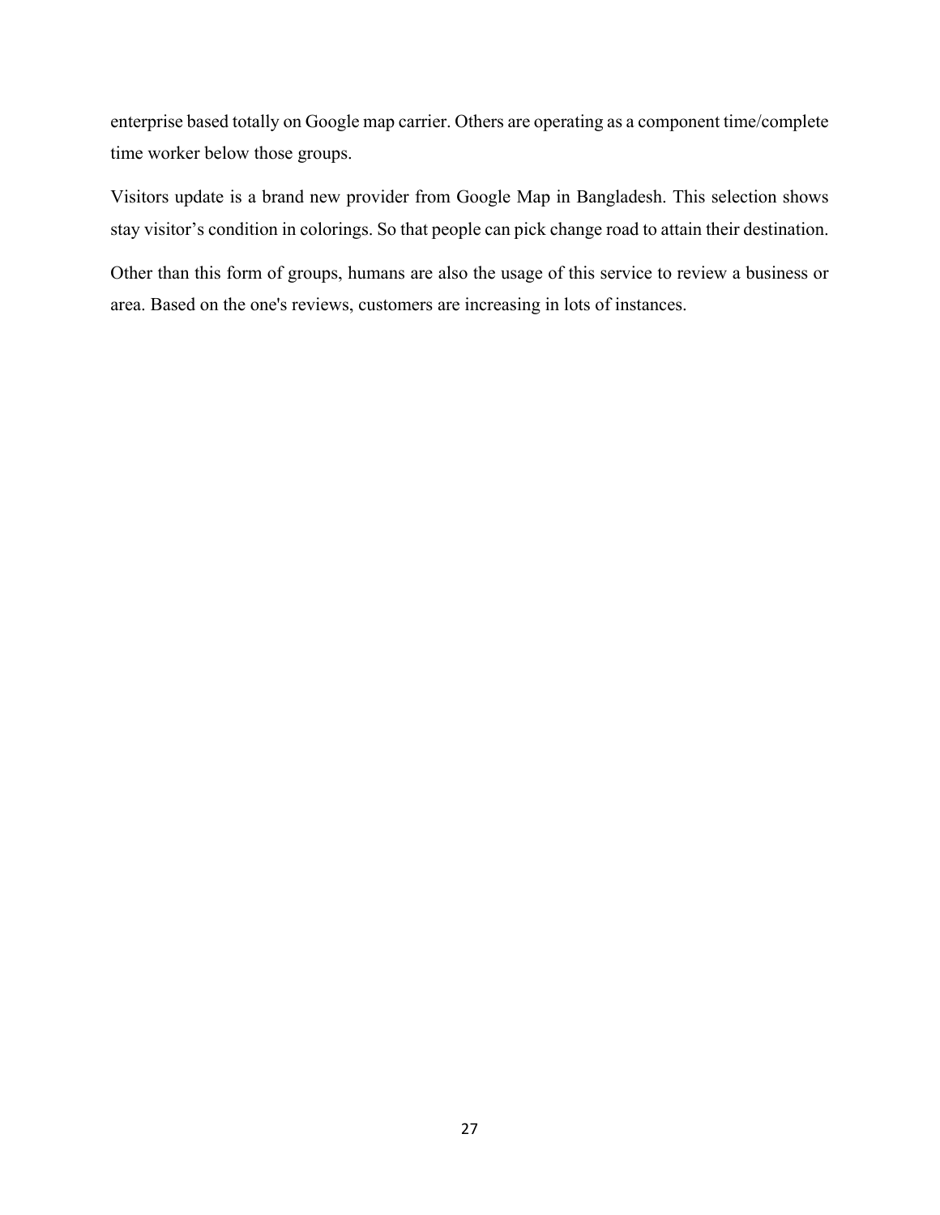enterprise based totally on Google map carrier. Others are operating as a component time/complete time worker below those groups.

Visitors update is a brand new provider from Google Map in Bangladesh. This selection shows stay visitor's condition in colorings. So that people can pick change road to attain their destination.

Other than this form of groups, humans are also the usage of this service to review a business or area. Based on the one's reviews, customers are increasing in lots of instances.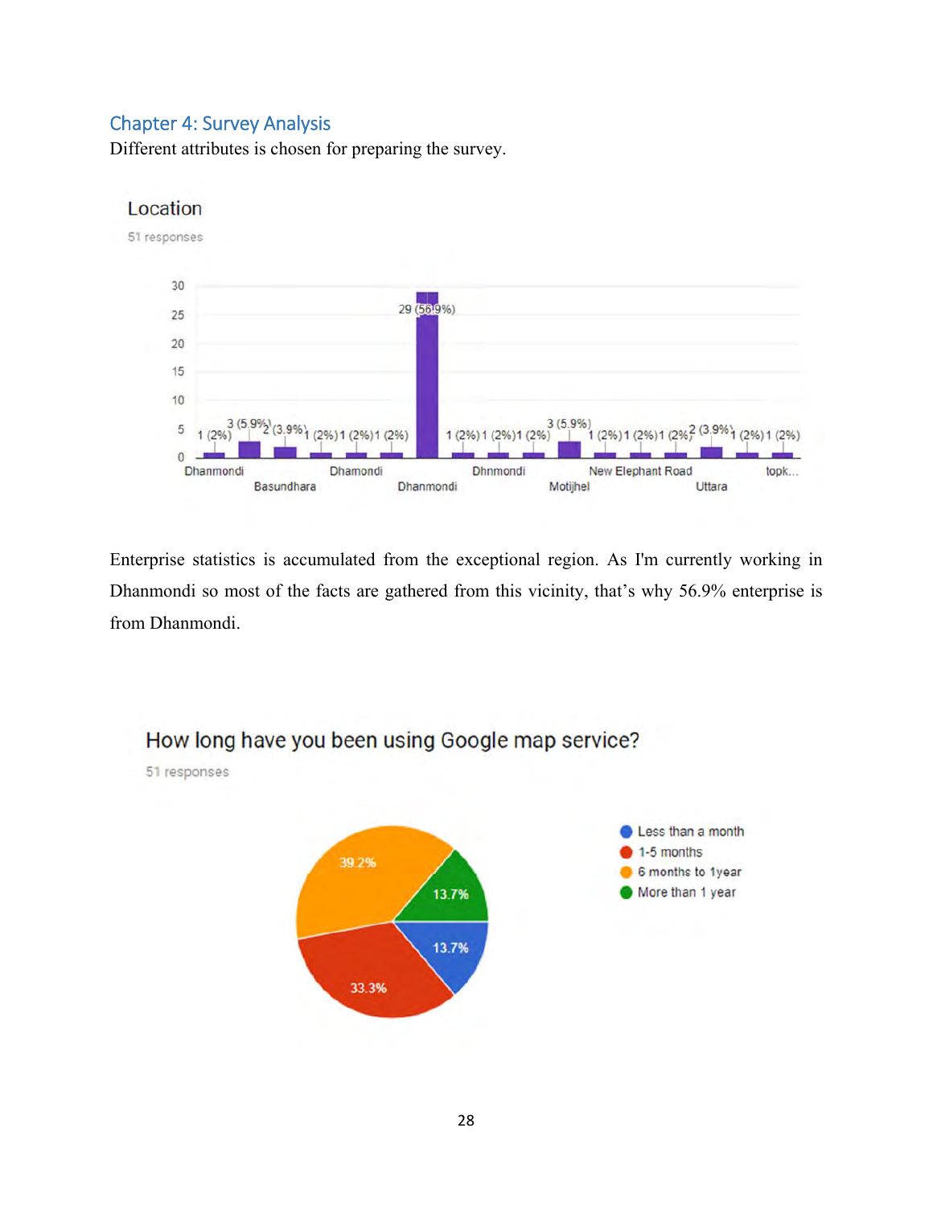## Chapter 4: Survey Analysis

Different attributes is chosen for preparing the survey.

Enterprise statistics is accumulated from the exceptional region. As I'm currently working in Dhanmondi so most of the facts are gathered from this vicinity, that's why 56.9% enterprise is from Dhanmondi.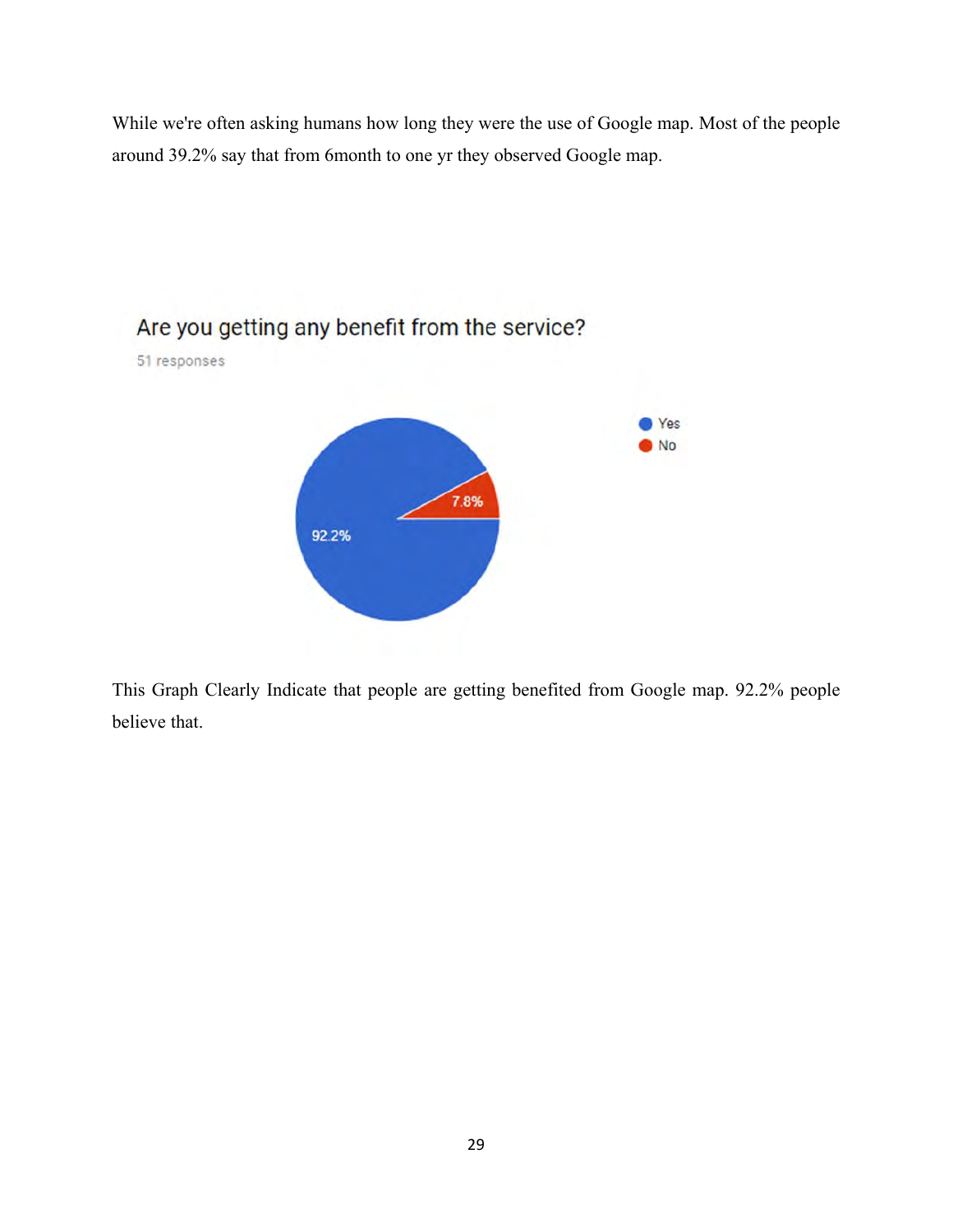While we're often asking humans how long they were the use of Google map. Most of the people around 39.2% say that from 6month to one yr they observed Google map.

Are you getting any benefit from the service?

51 responses

- Yes: 92.2%
- No: 7.8%

This Graph Clearly Indicate that people are getting benefited from Google map. 92.2% people believe that.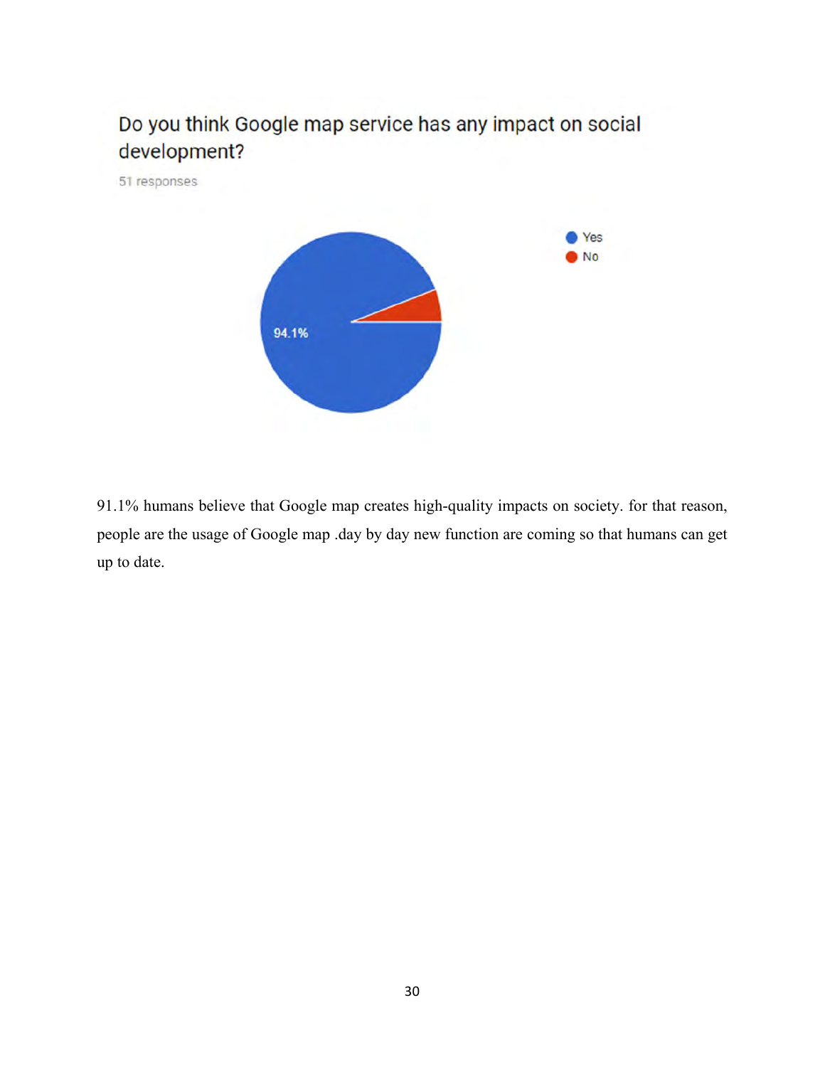Do you think Google map service has any impact on social development?

51 responses

- Yes
- No

94.1%

91.1% humans believe that Google map creates high-quality impacts on society. for that reason, people are the usage of Google map .day by day new function are coming so that humans can get up to date.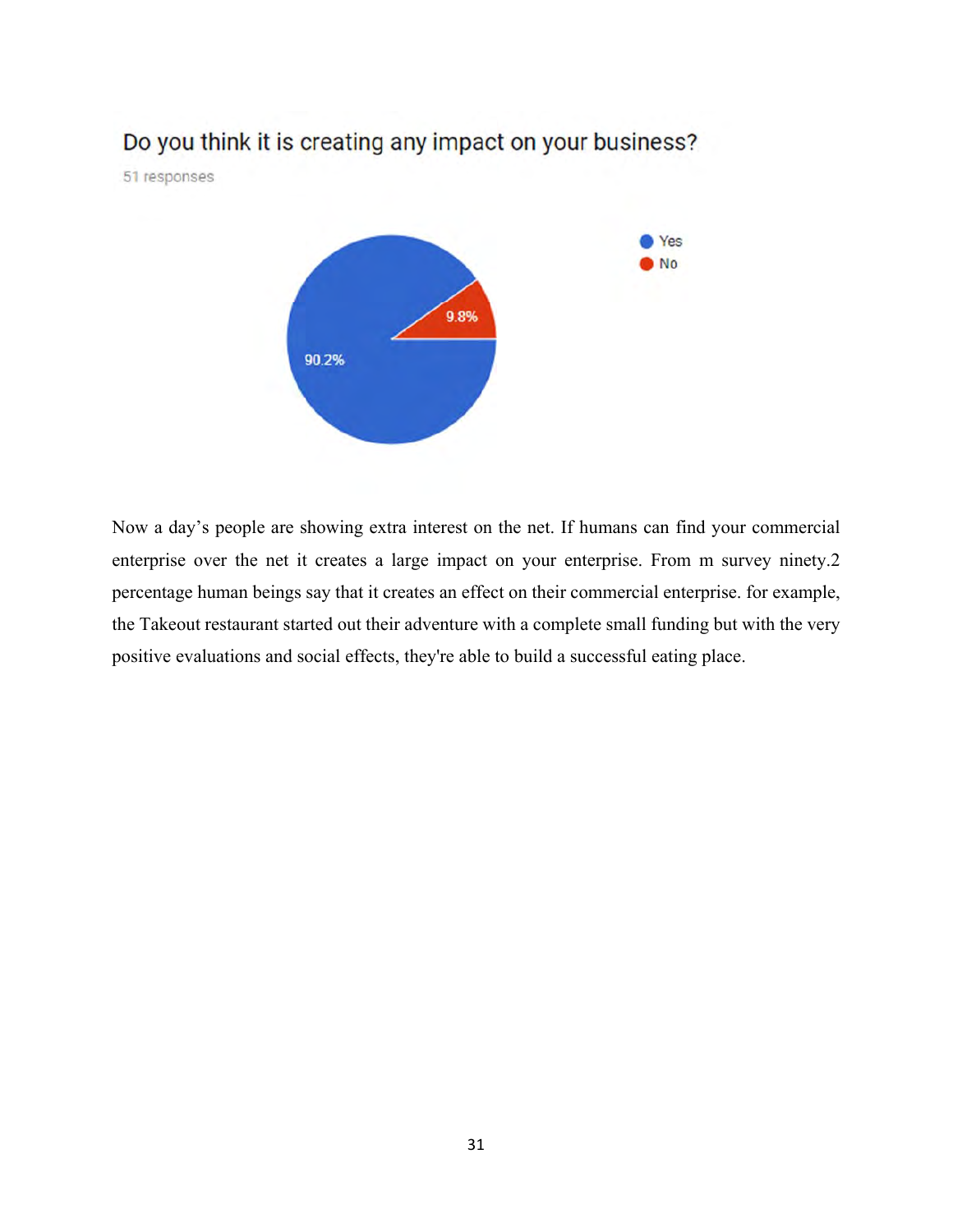Do you think it is creating any impact on your business?

51 responses

- Yes: 90.2%
- No: 9.8%

Now a day's people are showing extra interest on the net. If humans can find your commercial enterprise over the net it creates a large impact on your enterprise. From m survey ninety.2 percentage human beings say that it creates an effect on their commercial enterprise. for example, the Takeout restaurant started out their adventure with a complete small funding but with the very positive evaluations and social effects, they're able to build a successful eating place.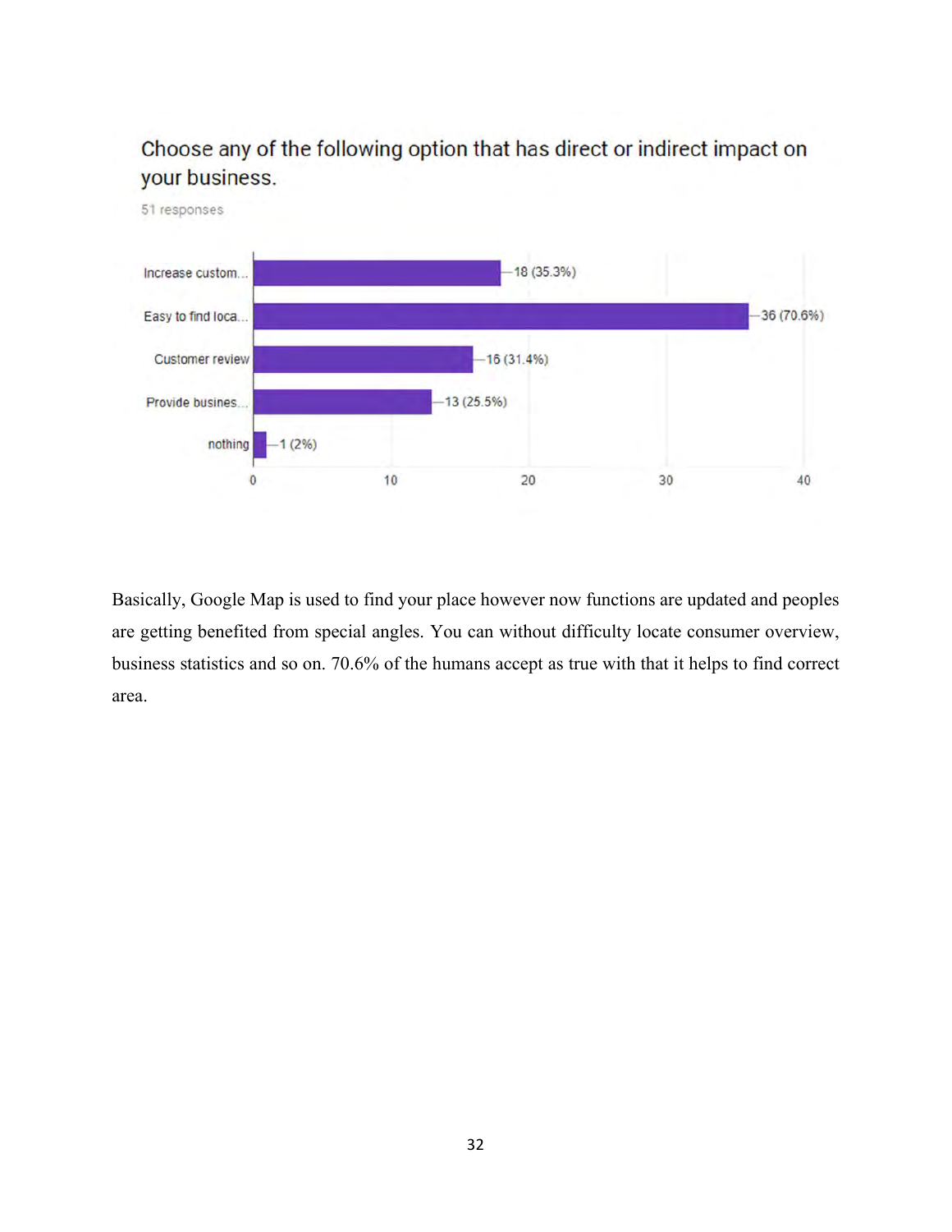Choose any of the following option that has direct or indirect impact on your business.

51 responses

| Option | Responses |
| --- | --- |
| Increase custom... | 18 (35.3%) |
| Easy to find loca... | 36 (70.6%) |
| Customer review | 16 (31.4%) |
| Provide busines... | 13 (25.5%) |
| nothing | 1 (2%) |

Basically, Google Map is used to find your place however now functions are updated and peoples are getting benefited from special angles. You can without difficulty locate consumer overview, business statistics and so on. 70.6% of the humans accept as true with that it helps to find correct area.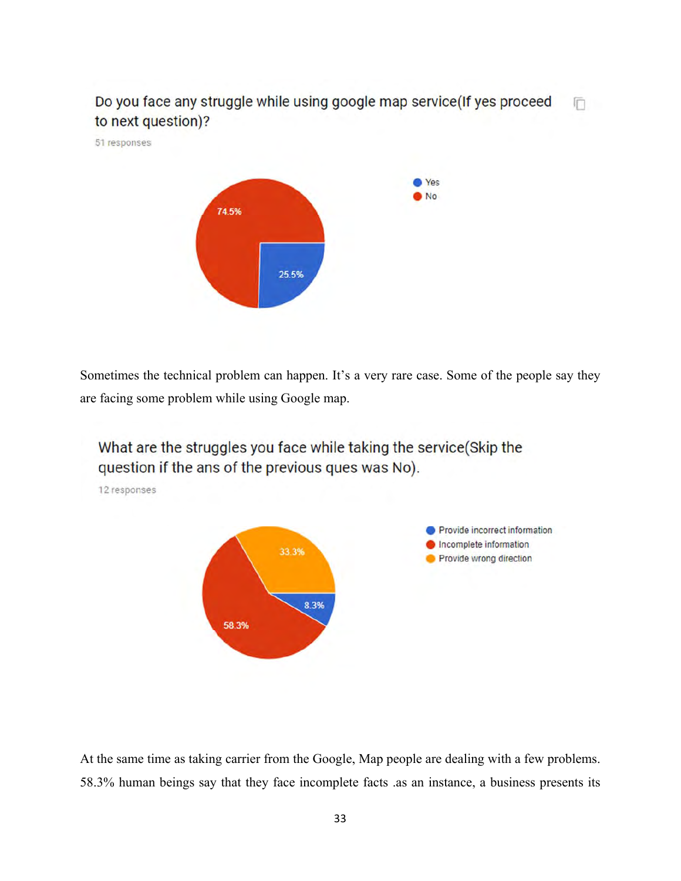Do you face any struggle while using google map service(If yes proceed to next question)?

51 responses

- Yes: 25.5%
- No: 74.5%

Sometimes the technical problem can happen. It's a very rare case. Some of the people say they are facing some problem while using Google map.

What are the struggles you face while taking the service(Skip the question if the ans of the previous ques was No).

12 responses

- Provide incorrect information: 8.3%
- Incomplete information: 58.3%
- Provide wrong direction: 33.3%

At the same time as taking carrier from the Google, Map people are dealing with a few problems. 58.3% human beings say that they face incomplete facts .as an instance, a business presents its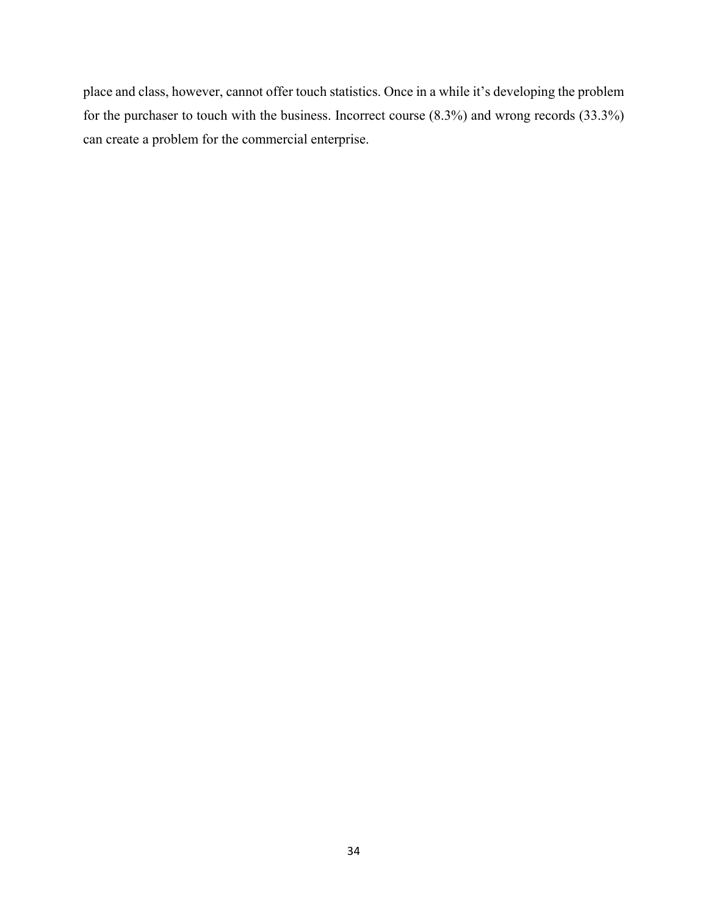place and class, however, cannot offer touch statistics. Once in a while it's developing the problem for the purchaser to touch with the business. Incorrect course (8.3%) and wrong records (33.3%) can create a problem for the commercial enterprise.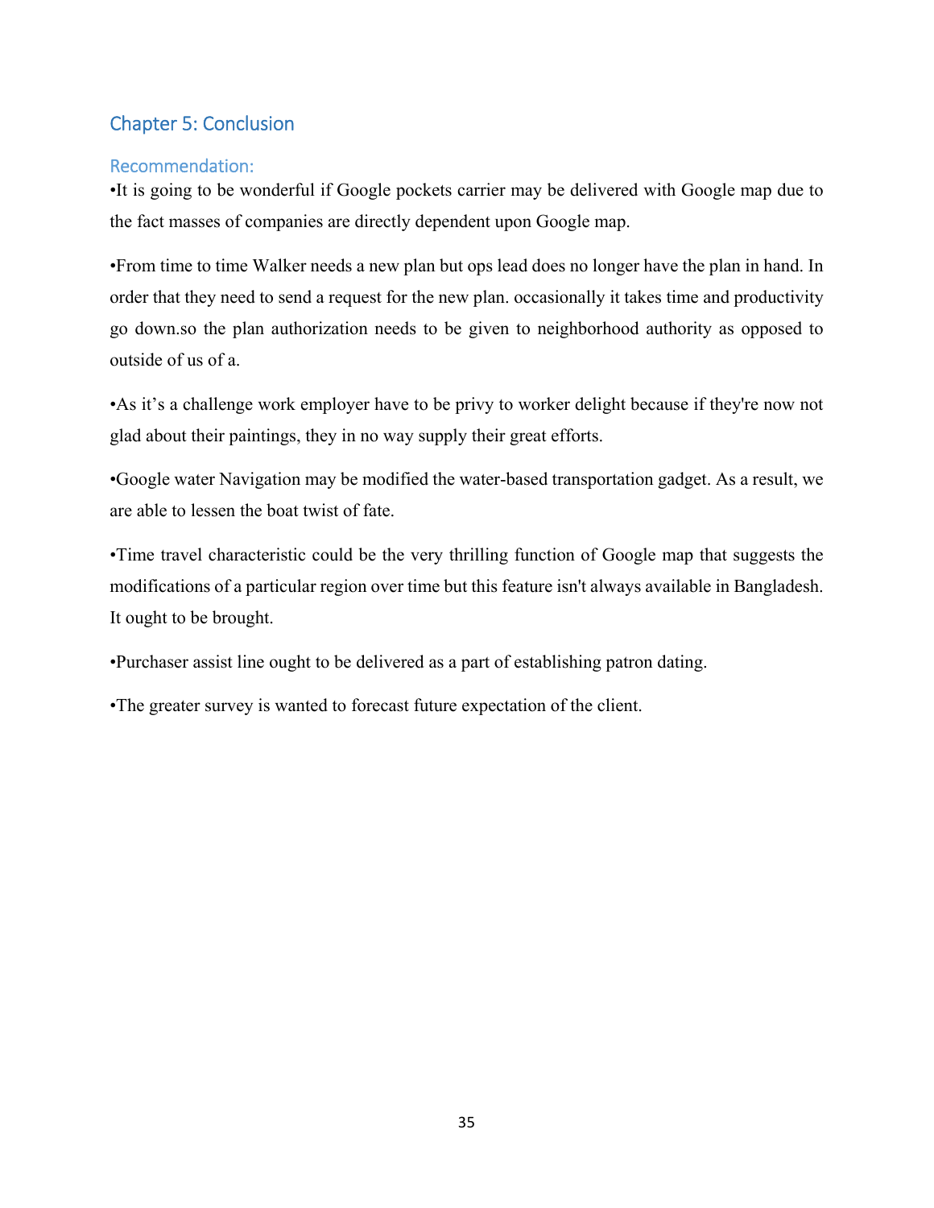## Chapter 5: Conclusion

### Recommendation:

•It is going to be wonderful if Google pockets carrier may be delivered with Google map due to the fact masses of companies are directly dependent upon Google map.

•From time to time Walker needs a new plan but ops lead does no longer have the plan in hand. In order that they need to send a request for the new plan. occasionally it takes time and productivity go down.so the plan authorization needs to be given to neighborhood authority as opposed to outside of us of a.

•As it's a challenge work employer have to be privy to worker delight because if they're now not glad about their paintings, they in no way supply their great efforts.

•Google water Navigation may be modified the water-based transportation gadget. As a result, we are able to lessen the boat twist of fate.

•Time travel characteristic could be the very thrilling function of Google map that suggests the modifications of a particular region over time but this feature isn't always available in Bangladesh. It ought to be brought.

•Purchaser assist line ought to be delivered as a part of establishing patron dating.

•The greater survey is wanted to forecast future expectation of the client.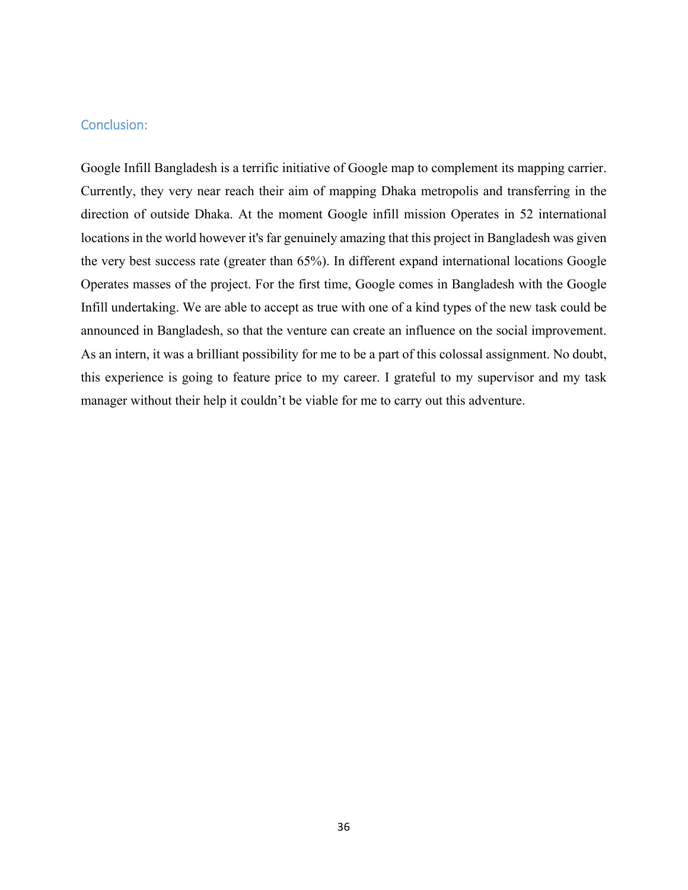## Conclusion:

Google Infill Bangladesh is a terrific initiative of Google map to complement its mapping carrier. Currently, they very near reach their aim of mapping Dhaka metropolis and transferring in the direction of outside Dhaka. At the moment Google infill mission Operates in 52 international locations in the world however it's far genuinely amazing that this project in Bangladesh was given the very best success rate (greater than 65%). In different expand international locations Google Operates masses of the project. For the first time, Google comes in Bangladesh with the Google Infill undertaking. We are able to accept as true with one of a kind types of the new task could be announced in Bangladesh, so that the venture can create an influence on the social improvement. As an intern, it was a brilliant possibility for me to be a part of this colossal assignment. No doubt, this experience is going to feature price to my career. I grateful to my supervisor and my task manager without their help it couldn't be viable for me to carry out this adventure.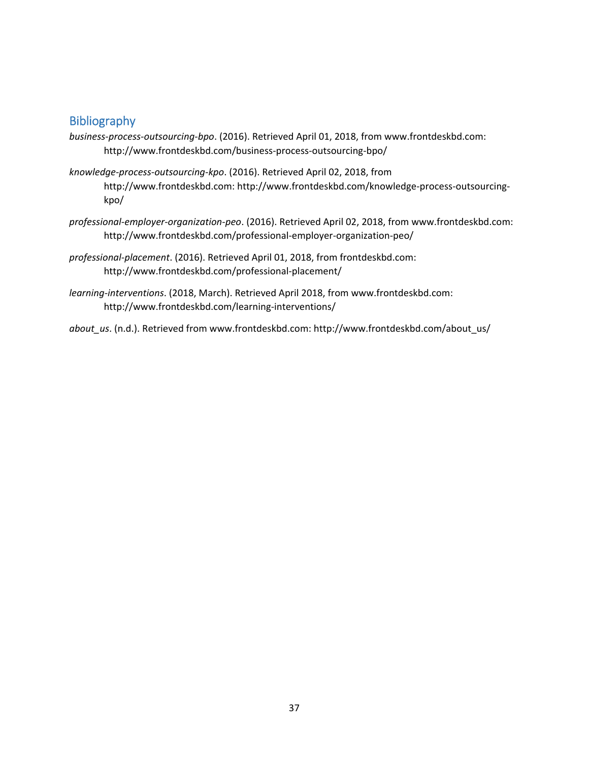## Bibliography

*business-process-outsourcing-bpo*. (2016). Retrieved April 01, 2018, from www.frontdeskbd.com: http://www.frontdeskbd.com/business-process-outsourcing-bpo/

*knowledge-process-outsourcing-kpo*. (2016). Retrieved April 02, 2018, from http://www.frontdeskbd.com: http://www.frontdeskbd.com/knowledge-process-outsourcing-kpo/

*professional-employer-organization-peo*. (2016). Retrieved April 02, 2018, from www.frontdeskbd.com: http://www.frontdeskbd.com/professional-employer-organization-peo/

*professional-placement*. (2016). Retrieved April 01, 2018, from frontdeskbd.com: http://www.frontdeskbd.com/professional-placement/

*learning-interventions*. (2018, March). Retrieved April 2018, from www.frontdeskbd.com: http://www.frontdeskbd.com/learning-interventions/

*about_us*. (n.d.). Retrieved from www.frontdeskbd.com: http://www.frontdeskbd.com/about_us/